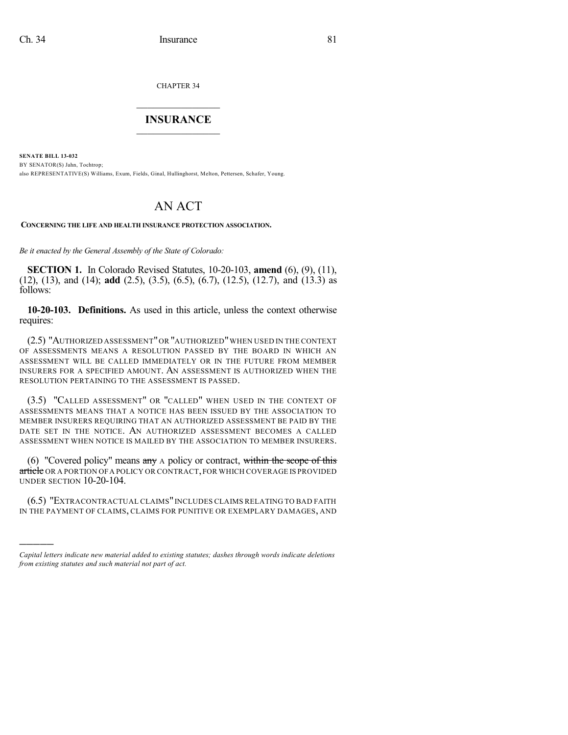CHAPTER 34

# INSURANCE

**SENATE BILL 13-032**

BY SENATOR(S) Jahn, Tochtrop;

also REPRESENTATIVE(S) Williams, Exum, Fields, Ginal, Hullinghorst, Melton, Pettersen, Schafer, Young.

# AN ACT

**CONCERNING THE LIFE AND HEALTH INSURANCE PROTECTION ASSOCIATION.**

*Be it enacted by the General Assembly of the State of Colorado:*

**SECTION 1.** In Colorado Revised Statutes, 10-20-103, **amend** (6), (9), (11), (12), (13), and (14); **add** (2.5), (3.5), (6.5), (6.7), (12.5), (12.7), and (13.3) as follows:

**10-20-103. Definitions.** As used in this article, unless the context otherwise requires:

(2.5) "AUTHORIZED ASSESSMENT" OR "AUTHORIZED" WHEN USED IN THE CONTEXT OF ASSESSMENTS MEANS A RESOLUTION PASSED BY THE BOARD IN WHICH AN ASSESSMENT WILL BE CALLED IMMEDIATELY OR IN THE FUTURE FROM MEMBER INSURERS FOR A SPECIFIED AMOUNT. AN ASSESSMENT IS AUTHORIZED WHEN THE RESOLUTION PERTAINING TO THE ASSESSMENT IS PASSED.

(3.5) "CALLED ASSESSMENT" OR "CALLED" WHEN USED IN THE CONTEXT OF ASSESSMENTS MEANS THAT A NOTICE HAS BEEN ISSUED BY THE ASSOCIATION TO MEMBER INSURERS REQUIRING THAT AN AUTHORIZED ASSESSMENT BE PAID BY THE DATE SET IN THE NOTICE. AN AUTHORIZED ASSESSMENT BECOMES A CALLED ASSESSMENT WHEN NOTICE IS MAILED BY THE ASSOCIATION TO MEMBER INSURERS.

(6) "Covered policy" means ~~any~~ A policy or contract, ~~within the scope of this article~~ OR A PORTION OF A POLICY OR CONTRACT, FOR WHICH COVERAGE IS PROVIDED UNDER SECTION 10-20-104.

(6.5) "EXTRACONTRACTUAL CLAIMS" INCLUDES CLAIMS RELATING TO BAD FAITH IN THE PAYMENT OF CLAIMS, CLAIMS FOR PUNITIVE OR EXEMPLARY DAMAGES, AND

*Capital letters indicate new material added to existing statutes; dashes through words indicate deletions from existing statutes and such material not part of act.*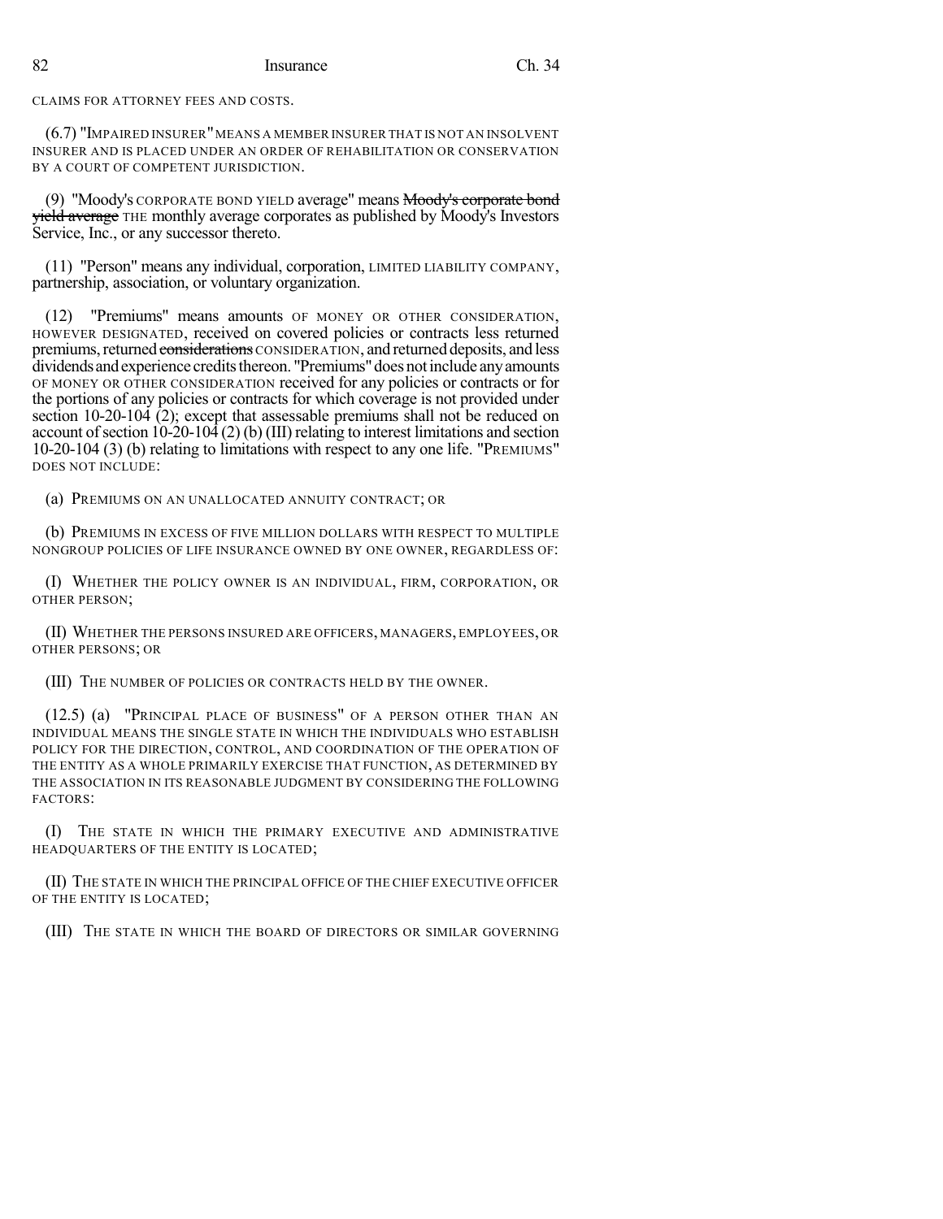CLAIMS FOR ATTORNEY FEES AND COSTS.

(6.7) "IMPAIRED INSURER" MEANS A MEMBER INSURER THAT IS NOT AN INSOLVENT INSURER AND IS PLACED UNDER AN ORDER OF REHABILITATION OR CONSERVATION BY A COURT OF COMPETENT JURISDICTION.

(9) "Moody's CORPORATE BOND YIELD average" means ~~Moody's corporate bond yield average~~ THE monthly average corporates as published by Moody's Investors Service, Inc., or any successor thereto.

(11) "Person" means any individual, corporation, LIMITED LIABILITY COMPANY, partnership, association, or voluntary organization.

(12) "Premiums" means amounts OF MONEY OR OTHER CONSIDERATION, HOWEVER DESIGNATED, received on covered policies or contracts less returned premiums, returned ~~considerations~~ CONSIDERATION, and returned deposits, and less dividends and experience credits thereon. "Premiums" does not include any amounts OF MONEY OR OTHER CONSIDERATION received for any policies or contracts or for the portions of any policies or contracts for which coverage is not provided under section 10-20-104 (2); except that assessable premiums shall not be reduced on account of section 10-20-104 (2) (b) (III) relating to interest limitations and section 10-20-104 (3) (b) relating to limitations with respect to any one life. "PREMIUMS" DOES NOT INCLUDE:

(a) PREMIUMS ON AN UNALLOCATED ANNUITY CONTRACT; OR

(b) PREMIUMS IN EXCESS OF FIVE MILLION DOLLARS WITH RESPECT TO MULTIPLE NONGROUP POLICIES OF LIFE INSURANCE OWNED BY ONE OWNER, REGARDLESS OF:

(I) WHETHER THE POLICY OWNER IS AN INDIVIDUAL, FIRM, CORPORATION, OR OTHER PERSON;

(II) WHETHER THE PERSONS INSURED ARE OFFICERS, MANAGERS, EMPLOYEES, OR OTHER PERSONS; OR

(III) THE NUMBER OF POLICIES OR CONTRACTS HELD BY THE OWNER.

(12.5) (a) "PRINCIPAL PLACE OF BUSINESS" OF A PERSON OTHER THAN AN INDIVIDUAL MEANS THE SINGLE STATE IN WHICH THE INDIVIDUALS WHO ESTABLISH POLICY FOR THE DIRECTION, CONTROL, AND COORDINATION OF THE OPERATION OF THE ENTITY AS A WHOLE PRIMARILY EXERCISE THAT FUNCTION, AS DETERMINED BY THE ASSOCIATION IN ITS REASONABLE JUDGMENT BY CONSIDERING THE FOLLOWING FACTORS:

(I) THE STATE IN WHICH THE PRIMARY EXECUTIVE AND ADMINISTRATIVE HEADQUARTERS OF THE ENTITY IS LOCATED;

(II) THE STATE IN WHICH THE PRINCIPAL OFFICE OF THE CHIEF EXECUTIVE OFFICER OF THE ENTITY IS LOCATED;

(III) THE STATE IN WHICH THE BOARD OF DIRECTORS OR SIMILAR GOVERNING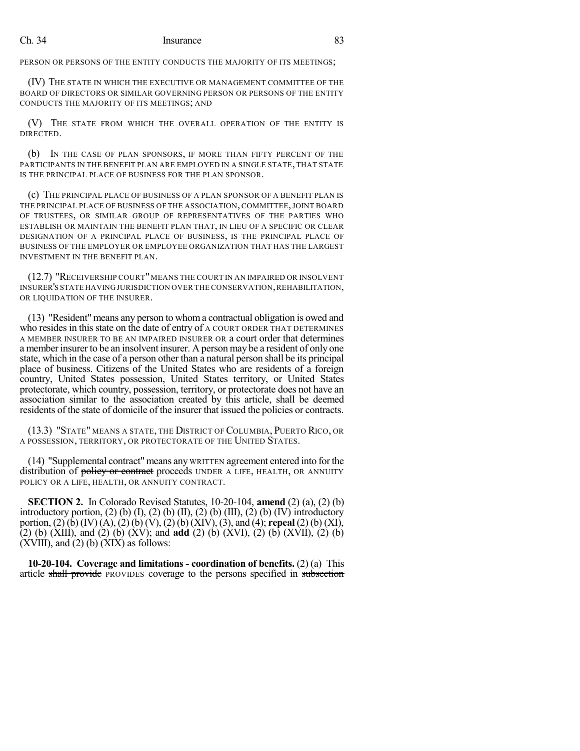PERSON OR PERSONS OF THE ENTITY CONDUCTS THE MAJORITY OF ITS MEETINGS;

(IV) THE STATE IN WHICH THE EXECUTIVE OR MANAGEMENT COMMITTEE OF THE BOARD OF DIRECTORS OR SIMILAR GOVERNING PERSON OR PERSONS OF THE ENTITY CONDUCTS THE MAJORITY OF ITS MEETINGS; AND

(V) THE STATE FROM WHICH THE OVERALL OPERATION OF THE ENTITY IS DIRECTED.

(b) IN THE CASE OF PLAN SPONSORS, IF MORE THAN FIFTY PERCENT OF THE PARTICIPANTS IN THE BENEFIT PLAN ARE EMPLOYED IN A SINGLE STATE, THAT STATE IS THE PRINCIPAL PLACE OF BUSINESS FOR THE PLAN SPONSOR.

(c) THE PRINCIPAL PLACE OF BUSINESS OF A PLAN SPONSOR OF A BENEFIT PLAN IS THE PRINCIPAL PLACE OF BUSINESS OF THE ASSOCIATION, COMMITTEE, JOINT BOARD OF TRUSTEES, OR SIMILAR GROUP OF REPRESENTATIVES OF THE PARTIES WHO ESTABLISH OR MAINTAIN THE BENEFIT PLAN THAT, IN LIEU OF A SPECIFIC OR CLEAR DESIGNATION OF A PRINCIPAL PLACE OF BUSINESS, IS THE PRINCIPAL PLACE OF BUSINESS OF THE EMPLOYER OR EMPLOYEE ORGANIZATION THAT HAS THE LARGEST INVESTMENT IN THE BENEFIT PLAN.

(12.7) "RECEIVERSHIP COURT" MEANS THE COURT IN AN IMPAIRED OR INSOLVENT INSURER'S STATE HAVING JURISDICTION OVER THE CONSERVATION, REHABILITATION, OR LIQUIDATION OF THE INSURER.

(13) "Resident" means any person to whom a contractual obligation is owed and who resides in this state on the date of entry of A COURT ORDER THAT DETERMINES A MEMBER INSURER TO BE AN IMPAIRED INSURER OR a court order that determines a member insurer to be an insolvent insurer. A person may be a resident of only one state, which in the case of a person other than a natural person shall be its principal place of business. Citizens of the United States who are residents of a foreign country, United States possession, United States territory, or United States protectorate, which country, possession, territory, or protectorate does not have an association similar to the association created by this article, shall be deemed residents of the state of domicile of the insurer that issued the policies or contracts.

(13.3) "STATE" MEANS A STATE, THE DISTRICT OF COLUMBIA, PUERTO RICO, OR A POSSESSION, TERRITORY, OR PROTECTORATE OF THE UNITED STATES.

(14) "Supplemental contract" means any WRITTEN agreement entered into for the distribution of ~~policy or contract~~ proceeds UNDER A LIFE, HEALTH, OR ANNUITY POLICY OR A LIFE, HEALTH, OR ANNUITY CONTRACT.

**SECTION 2.** In Colorado Revised Statutes, 10-20-104, **amend** (2) (a), (2) (b) introductory portion, (2) (b) (I), (2) (b) (II), (2) (b) (III), (2) (b) (IV) introductory portion, (2) (b) (IV) (A), (2) (b) (V), (2) (b) (XIV), (3), and (4); **repeal** (2) (b) (XI), (2) (b) (XIII), and (2) (b) (XV); and **add** (2) (b) (XVI), (2) (b) (XVII), (2) (b) (XVIII), and (2) (b) (XIX) as follows:

**10-20-104. Coverage and limitations - coordination of benefits.** (2) (a) This article ~~shall provide~~ PROVIDES coverage to the persons specified in ~~subsection~~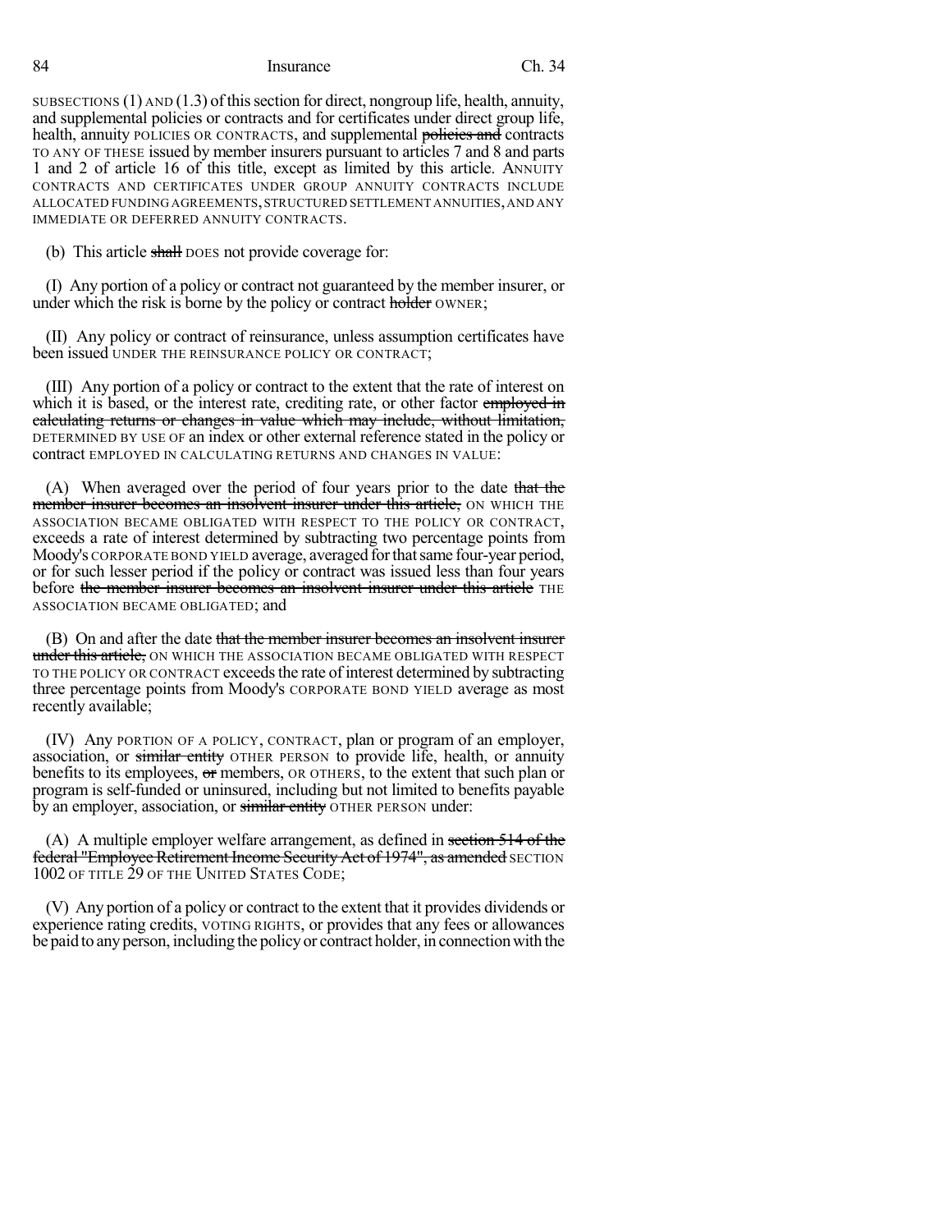SUBSECTIONS (1) AND (1.3) of this section for direct, nongroup life, health, annuity, and supplemental policies or contracts and for certificates under direct group life, health, annuity POLICIES OR CONTRACTS, and supplemental ~~policies and~~ contracts TO ANY OF THESE issued by member insurers pursuant to articles 7 and 8 and parts 1 and 2 of article 16 of this title, except as limited by this article. ANNUITY CONTRACTS AND CERTIFICATES UNDER GROUP ANNUITY CONTRACTS INCLUDE ALLOCATED FUNDING AGREEMENTS, STRUCTURED SETTLEMENT ANNUITIES, AND ANY IMMEDIATE OR DEFERRED ANNUITY CONTRACTS.

(b) This article ~~shall~~ DOES not provide coverage for:

(I) Any portion of a policy or contract not guaranteed by the member insurer, or under which the risk is borne by the policy or contract ~~holder~~ OWNER;

(II) Any policy or contract of reinsurance, unless assumption certificates have been issued UNDER THE REINSURANCE POLICY OR CONTRACT;

(III) Any portion of a policy or contract to the extent that the rate of interest on which it is based, or the interest rate, crediting rate, or other factor ~~employed in calculating returns or changes in value which may include, without limitation,~~ DETERMINED BY USE OF an index or other external reference stated in the policy or contract EMPLOYED IN CALCULATING RETURNS AND CHANGES IN VALUE:

(A) When averaged over the period of four years prior to the date ~~that the member insurer becomes an insolvent insurer under this article,~~ ON WHICH THE ASSOCIATION BECAME OBLIGATED WITH RESPECT TO THE POLICY OR CONTRACT, exceeds a rate of interest determined by subtracting two percentage points from Moody's CORPORATE BOND YIELD average, averaged for that same four-year period, or for such lesser period if the policy or contract was issued less than four years before ~~the member insurer becomes an insolvent insurer under this article~~ THE ASSOCIATION BECAME OBLIGATED; and

(B) On and after the date ~~that the member insurer becomes an insolvent insurer under this article,~~ ON WHICH THE ASSOCIATION BECAME OBLIGATED WITH RESPECT TO THE POLICY OR CONTRACT exceeds the rate of interest determined by subtracting three percentage points from Moody's CORPORATE BOND YIELD average as most recently available;

(IV) Any PORTION OF A POLICY, CONTRACT, plan or program of an employer, association, or ~~similar entity~~ OTHER PERSON to provide life, health, or annuity benefits to its employees, ~~or~~ members, OR OTHERS, to the extent that such plan or program is self-funded or uninsured, including but not limited to benefits payable by an employer, association, or ~~similar entity~~ OTHER PERSON under:

(A) A multiple employer welfare arrangement, as defined in ~~section 514 of the federal "Employee Retirement Income Security Act of 1974", as amended~~ SECTION 1002 OF TITLE 29 OF THE UNITED STATES CODE;

(V) Any portion of a policy or contract to the extent that it provides dividends or experience rating credits, VOTING RIGHTS, or provides that any fees or allowances be paid to any person, including the policy or contract holder, in connection with the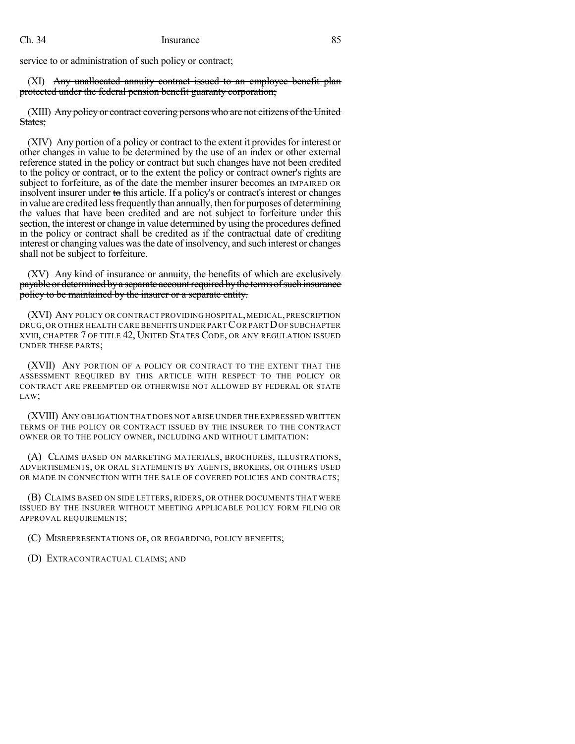service to or administration of such policy or contract;

(XI) ~~Any unallocated annuity contract issued to an employee benefit plan protected under the federal pension benefit guaranty corporation;~~

(XIII) ~~Any policy or contract covering persons who are not citizens of the United States;~~

(XIV) Any portion of a policy or contract to the extent it provides for interest or other changes in value to be determined by the use of an index or other external reference stated in the policy or contract but such changes have not been credited to the policy or contract, or to the extent the policy or contract owner's rights are subject to forfeiture, as of the date the member insurer becomes an IMPAIRED OR insolvent insurer under ~~to~~ this article. If a policy's or contract's interest or changes in value are credited less frequently than annually, then for purposes of determining the values that have been credited and are not subject to forfeiture under this section, the interest or change in value determined by using the procedures defined in the policy or contract shall be credited as if the contractual date of crediting interest or changing values was the date of insolvency, and such interest or changes shall not be subject to forfeiture.

(XV) ~~Any kind of insurance or annuity, the benefits of which are exclusively payable or determined by a separate account required by the terms of such insurance policy to be maintained by the insurer or a separate entity.~~

(XVI) ANY POLICY OR CONTRACT PROVIDING HOSPITAL, MEDICAL, PRESCRIPTION DRUG, OR OTHER HEALTH CARE BENEFITS UNDER PART C OR PART D OF SUBCHAPTER XVIII, CHAPTER 7 OF TITLE 42, UNITED STATES CODE, OR ANY REGULATION ISSUED UNDER THESE PARTS;

(XVII) ANY PORTION OF A POLICY OR CONTRACT TO THE EXTENT THAT THE ASSESSMENT REQUIRED BY THIS ARTICLE WITH RESPECT TO THE POLICY OR CONTRACT ARE PREEMPTED OR OTHERWISE NOT ALLOWED BY FEDERAL OR STATE LAW;

(XVIII) ANY OBLIGATION THAT DOES NOT ARISE UNDER THE EXPRESSED WRITTEN TERMS OF THE POLICY OR CONTRACT ISSUED BY THE INSURER TO THE CONTRACT OWNER OR TO THE POLICY OWNER, INCLUDING AND WITHOUT LIMITATION:

(A) CLAIMS BASED ON MARKETING MATERIALS, BROCHURES, ILLUSTRATIONS, ADVERTISEMENTS, OR ORAL STATEMENTS BY AGENTS, BROKERS, OR OTHERS USED OR MADE IN CONNECTION WITH THE SALE OF COVERED POLICIES AND CONTRACTS;

(B) CLAIMS BASED ON SIDE LETTERS, RIDERS, OR OTHER DOCUMENTS THAT WERE ISSUED BY THE INSURER WITHOUT MEETING APPLICABLE POLICY FORM FILING OR APPROVAL REQUIREMENTS;

(C) MISREPRESENTATIONS OF, OR REGARDING, POLICY BENEFITS;

(D) EXTRACONTRACTUAL CLAIMS; AND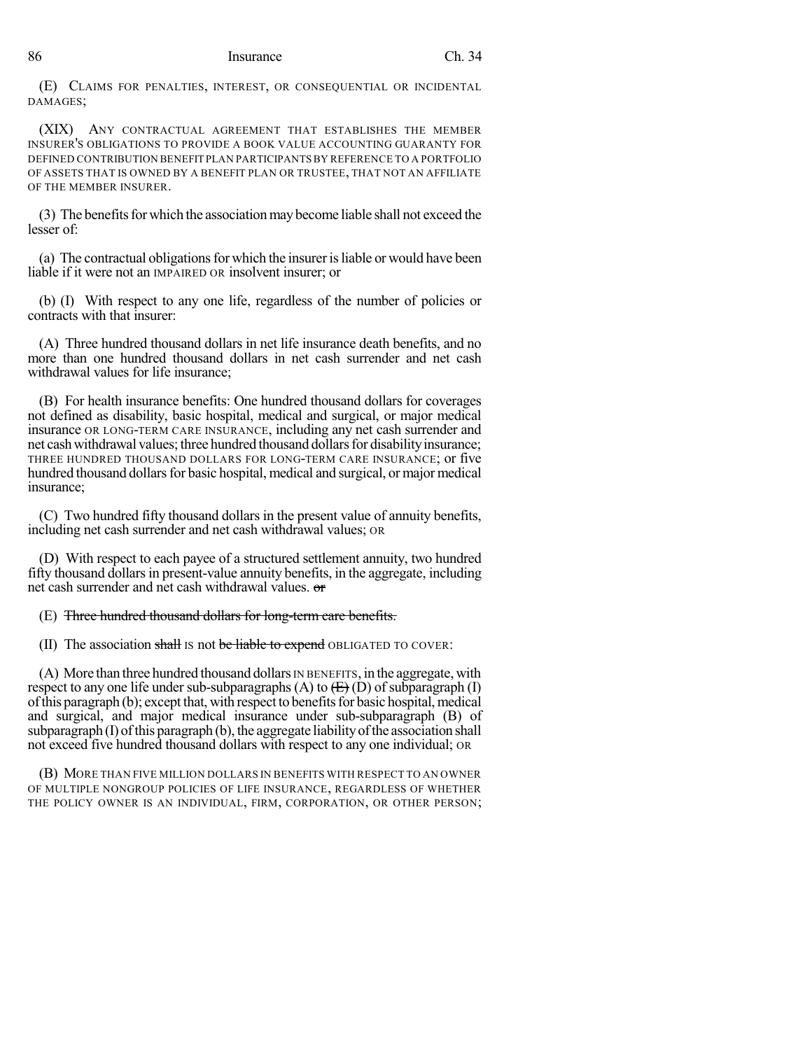(E) CLAIMS FOR PENALTIES, INTEREST, OR CONSEQUENTIAL OR INCIDENTAL DAMAGES;

(XIX) ANY CONTRACTUAL AGREEMENT THAT ESTABLISHES THE MEMBER INSURER'S OBLIGATIONS TO PROVIDE A BOOK VALUE ACCOUNTING GUARANTY FOR DEFINED CONTRIBUTION BENEFIT PLAN PARTICIPANTS BY REFERENCE TO A PORTFOLIO OF ASSETS THAT IS OWNED BY A BENEFIT PLAN OR TRUSTEE, THAT NOT AN AFFILIATE OF THE MEMBER INSURER.

(3) The benefits for which the association may become liable shall not exceed the lesser of:

(a) The contractual obligations for which the insurer is liable or would have been liable if it were not an IMPAIRED OR insolvent insurer; or

(b) (I) With respect to any one life, regardless of the number of policies or contracts with that insurer:

(A) Three hundred thousand dollars in net life insurance death benefits, and no more than one hundred thousand dollars in net cash surrender and net cash withdrawal values for life insurance;

(B) For health insurance benefits: One hundred thousand dollars for coverages not defined as disability, basic hospital, medical and surgical, or major medical insurance OR LONG-TERM CARE INSURANCE, including any net cash surrender and net cash withdrawal values; three hundred thousand dollars for disability insurance; THREE HUNDRED THOUSAND DOLLARS FOR LONG-TERM CARE INSURANCE; or five hundred thousand dollars for basic hospital, medical and surgical, or major medical insurance;

(C) Two hundred fifty thousand dollars in the present value of annuity benefits, including net cash surrender and net cash withdrawal values; OR

(D) With respect to each payee of a structured settlement annuity, two hundred fifty thousand dollars in present-value annuity benefits, in the aggregate, including net cash surrender and net cash withdrawal values. ~~or~~

(E) ~~Three hundred thousand dollars for long-term care benefits.~~

(II) The association ~~shall~~ IS not ~~be liable to expend~~ OBLIGATED TO COVER:

(A) More than three hundred thousand dollars IN BENEFITS, in the aggregate, with respect to any one life under sub-subparagraphs (A) to ~~(E)~~ (D) of subparagraph (I) of this paragraph (b); except that, with respect to benefits for basic hospital, medical and surgical, and major medical insurance under sub-subparagraph (B) of subparagraph (I) of this paragraph (b), the aggregate liability of the association shall not exceed five hundred thousand dollars with respect to any one individual; OR

(B) MORE THAN FIVE MILLION DOLLARS IN BENEFITS WITH RESPECT TO AN OWNER OF MULTIPLE NONGROUP POLICIES OF LIFE INSURANCE, REGARDLESS OF WHETHER THE POLICY OWNER IS AN INDIVIDUAL, FIRM, CORPORATION, OR OTHER PERSON;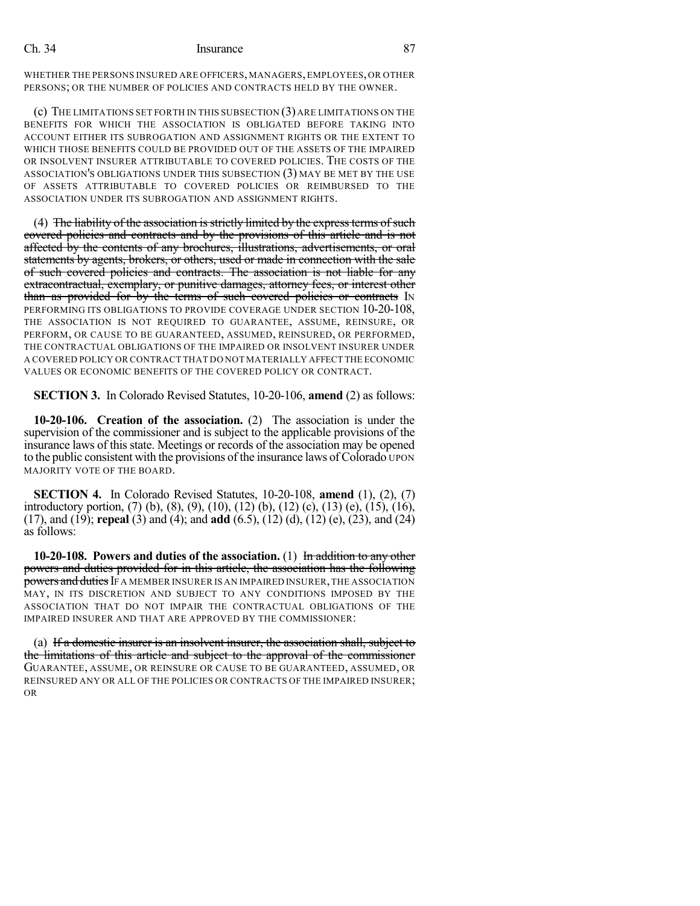WHETHER THE PERSONS INSURED ARE OFFICERS, MANAGERS, EMPLOYEES, OR OTHER PERSONS; OR THE NUMBER OF POLICIES AND CONTRACTS HELD BY THE OWNER.

(c) THE LIMITATIONS SET FORTH IN THIS SUBSECTION (3) ARE LIMITATIONS ON THE BENEFITS FOR WHICH THE ASSOCIATION IS OBLIGATED BEFORE TAKING INTO ACCOUNT EITHER ITS SUBROGATION AND ASSIGNMENT RIGHTS OR THE EXTENT TO WHICH THOSE BENEFITS COULD BE PROVIDED OUT OF THE ASSETS OF THE IMPAIRED OR INSOLVENT INSURER ATTRIBUTABLE TO COVERED POLICIES. THE COSTS OF THE ASSOCIATION'S OBLIGATIONS UNDER THIS SUBSECTION (3) MAY BE MET BY THE USE OF ASSETS ATTRIBUTABLE TO COVERED POLICIES OR REIMBURSED TO THE ASSOCIATION UNDER ITS SUBROGATION AND ASSIGNMENT RIGHTS.

(4) ~~The liability of the association is strictly limited by the express terms of such covered policies and contracts and by the provisions of this article and is not affected by the contents of any brochures, illustrations, advertisements, or oral statements by agents, brokers, or others, used or made in connection with the sale of such covered policies and contracts. The association is not liable for any extracontractual, exemplary, or punitive damages, attorney fees, or interest other than as provided for by the terms of such covered policies or contracts~~ IN PERFORMING ITS OBLIGATIONS TO PROVIDE COVERAGE UNDER SECTION 10-20-108, THE ASSOCIATION IS NOT REQUIRED TO GUARANTEE, ASSUME, REINSURE, OR PERFORM, OR CAUSE TO BE GUARANTEED, ASSUMED, REINSURED, OR PERFORMED, THE CONTRACTUAL OBLIGATIONS OF THE IMPAIRED OR INSOLVENT INSURER UNDER A COVERED POLICY OR CONTRACT THAT DO NOT MATERIALLY AFFECT THE ECONOMIC VALUES OR ECONOMIC BENEFITS OF THE COVERED POLICY OR CONTRACT.

**SECTION 3.** In Colorado Revised Statutes, 10-20-106, **amend** (2) as follows:

**10-20-106. Creation of the association.** (2) The association is under the supervision of the commissioner and is subject to the applicable provisions of the insurance laws of this state. Meetings or records of the association may be opened to the public consistent with the provisions of the insurance laws of Colorado UPON MAJORITY VOTE OF THE BOARD.

**SECTION 4.** In Colorado Revised Statutes, 10-20-108, **amend** (1), (2), (7) introductory portion, (7) (b), (8), (9), (10), (12) (b), (12) (c), (13) (e), (15), (16), (17), and (19); **repeal** (3) and (4); and **add** (6.5), (12) (d), (12) (e), (23), and (24) as follows:

**10-20-108. Powers and duties of the association.** (1) ~~In addition to any other powers and duties provided for in this article, the association has the following powers and duties~~ IF A MEMBER INSURER IS AN IMPAIRED INSURER, THE ASSOCIATION MAY, IN ITS DISCRETION AND SUBJECT TO ANY CONDITIONS IMPOSED BY THE ASSOCIATION THAT DO NOT IMPAIR THE CONTRACTUAL OBLIGATIONS OF THE IMPAIRED INSURER AND THAT ARE APPROVED BY THE COMMISSIONER:

(a) ~~If a domestic insurer is an insolvent insurer, the association shall, subject to the limitations of this article and subject to the approval of the commissioner~~ GUARANTEE, ASSUME, OR REINSURE OR CAUSE TO BE GUARANTEED, ASSUMED, OR REINSURED ANY OR ALL OF THE POLICIES OR CONTRACTS OF THE IMPAIRED INSURER; OR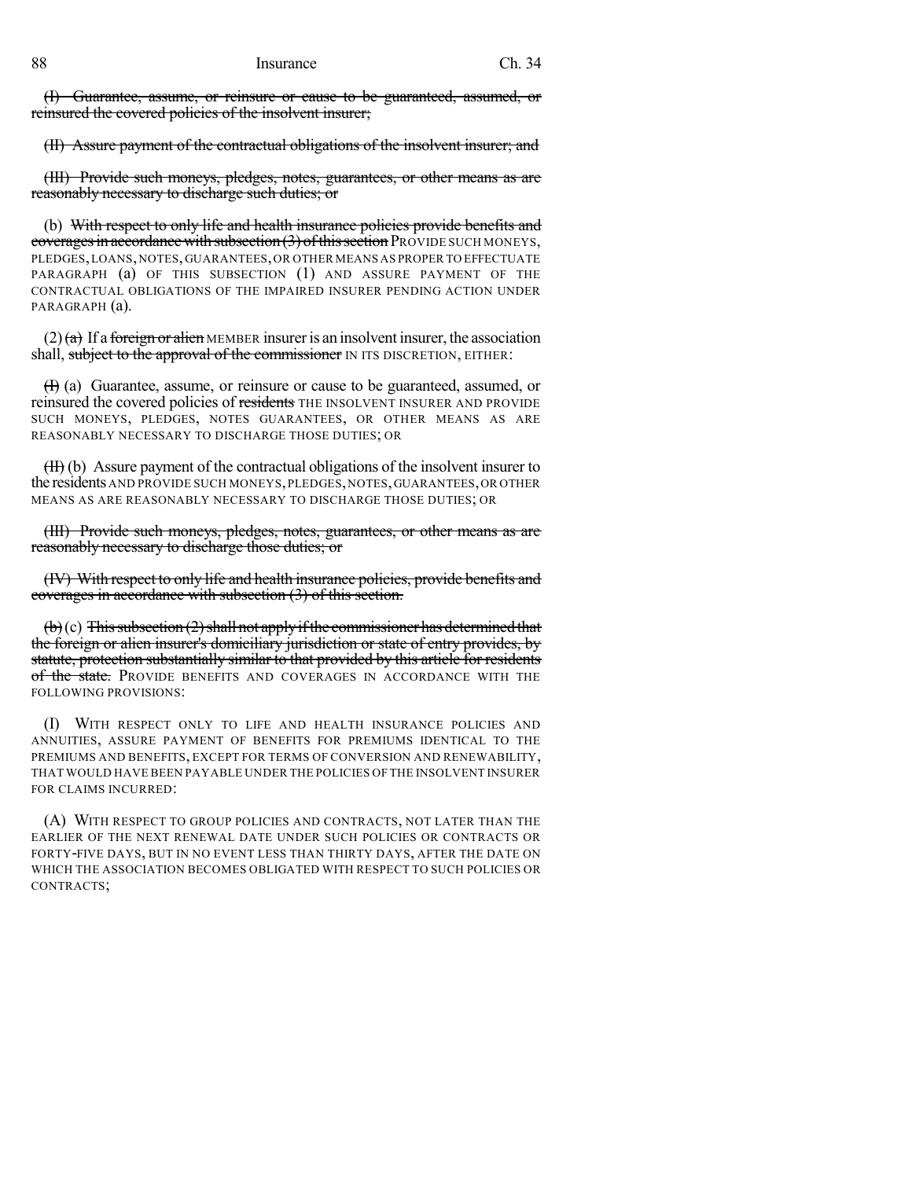(I) Guarantee, assume, or reinsure or cause to be guaranteed, assumed, or reinsured the covered policies of the insolvent insurer;

(II) Assure payment of the contractual obligations of the insolvent insurer; and

(III) Provide such moneys, pledges, notes, guarantees, or other means as are reasonably necessary to discharge such duties; or

(b) With respect to only life and health insurance policies provide benefits and coverages in accordance with subsection (3) of this section PROVIDE SUCH MONEYS, PLEDGES, LOANS, NOTES, GUARANTEES, OR OTHER MEANS AS PROPER TO EFFECTUATE PARAGRAPH (a) OF THIS SUBSECTION (1) AND ASSURE PAYMENT OF THE CONTRACTUAL OBLIGATIONS OF THE IMPAIRED INSURER PENDING ACTION UNDER PARAGRAPH (a).

(2) (a) If a foreign or alien MEMBER insurer is an insolvent insurer, the association shall, subject to the approval of the commissioner IN ITS DISCRETION, EITHER:

(I) (a) Guarantee, assume, or reinsure or cause to be guaranteed, assumed, or reinsured the covered policies of residents THE INSOLVENT INSURER AND PROVIDE SUCH MONEYS, PLEDGES, NOTES GUARANTEES, OR OTHER MEANS AS ARE REASONABLY NECESSARY TO DISCHARGE THOSE DUTIES; OR

(II) (b) Assure payment of the contractual obligations of the insolvent insurer to the residents AND PROVIDE SUCH MONEYS, PLEDGES, NOTES, GUARANTEES, OR OTHER MEANS AS ARE REASONABLY NECESSARY TO DISCHARGE THOSE DUTIES; OR

(III) Provide such moneys, pledges, notes, guarantees, or other means as are reasonably necessary to discharge those duties; or

(IV) With respect to only life and health insurance policies, provide benefits and coverages in accordance with subsection (3) of this section.

(b) (c) This subsection (2) shall not apply if the commissioner has determined that the foreign or alien insurer's domiciliary jurisdiction or state of entry provides, by statute, protection substantially similar to that provided by this article for residents of the state. PROVIDE BENEFITS AND COVERAGES IN ACCORDANCE WITH THE FOLLOWING PROVISIONS:

(I) WITH RESPECT ONLY TO LIFE AND HEALTH INSURANCE POLICIES AND ANNUITIES, ASSURE PAYMENT OF BENEFITS FOR PREMIUMS IDENTICAL TO THE PREMIUMS AND BENEFITS, EXCEPT FOR TERMS OF CONVERSION AND RENEWABILITY, THAT WOULD HAVE BEEN PAYABLE UNDER THE POLICIES OF THE INSOLVENT INSURER FOR CLAIMS INCURRED:

(A) WITH RESPECT TO GROUP POLICIES AND CONTRACTS, NOT LATER THAN THE EARLIER OF THE NEXT RENEWAL DATE UNDER SUCH POLICIES OR CONTRACTS OR FORTY-FIVE DAYS, BUT IN NO EVENT LESS THAN THIRTY DAYS, AFTER THE DATE ON WHICH THE ASSOCIATION BECOMES OBLIGATED WITH RESPECT TO SUCH POLICIES OR CONTRACTS;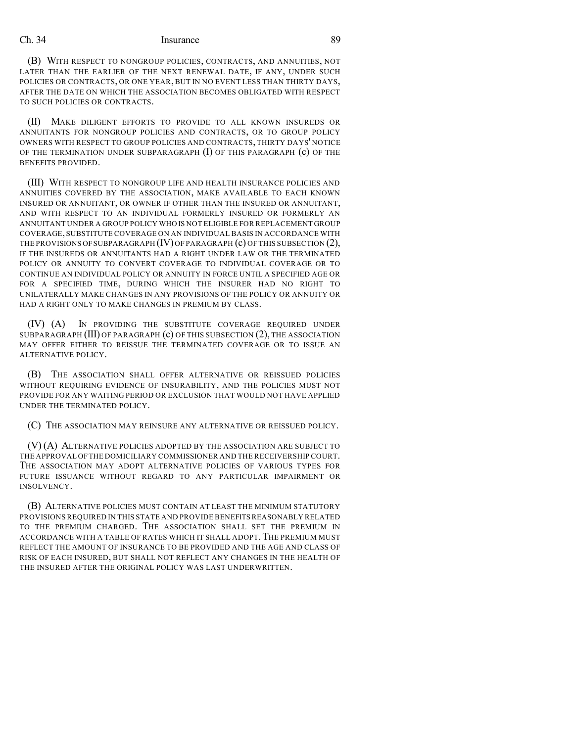(B) WITH RESPECT TO NONGROUP POLICIES, CONTRACTS, AND ANNUITIES, NOT LATER THAN THE EARLIER OF THE NEXT RENEWAL DATE, IF ANY, UNDER SUCH POLICIES OR CONTRACTS, OR ONE YEAR, BUT IN NO EVENT LESS THAN THIRTY DAYS, AFTER THE DATE ON WHICH THE ASSOCIATION BECOMES OBLIGATED WITH RESPECT TO SUCH POLICIES OR CONTRACTS.

(II) MAKE DILIGENT EFFORTS TO PROVIDE TO ALL KNOWN INSUREDS OR ANNUITANTS FOR NONGROUP POLICIES AND CONTRACTS, OR TO GROUP POLICY OWNERS WITH RESPECT TO GROUP POLICIES AND CONTRACTS, THIRTY DAYS' NOTICE OF THE TERMINATION UNDER SUBPARAGRAPH (I) OF THIS PARAGRAPH (c) OF THE BENEFITS PROVIDED.

(III) WITH RESPECT TO NONGROUP LIFE AND HEALTH INSURANCE POLICIES AND ANNUITIES COVERED BY THE ASSOCIATION, MAKE AVAILABLE TO EACH KNOWN INSURED OR ANNUITANT, OR OWNER IF OTHER THAN THE INSURED OR ANNUITANT, AND WITH RESPECT TO AN INDIVIDUAL FORMERLY INSURED OR FORMERLY AN ANNUITANT UNDER A GROUP POLICY WHO IS NOT ELIGIBLE FOR REPLACEMENT GROUP COVERAGE, SUBSTITUTE COVERAGE ON AN INDIVIDUAL BASIS IN ACCORDANCE WITH THE PROVISIONS OF SUBPARAGRAPH (IV) OF PARAGRAPH (c) OF THIS SUBSECTION (2), IF THE INSUREDS OR ANNUITANTS HAD A RIGHT UNDER LAW OR THE TERMINATED POLICY OR ANNUITY TO CONVERT COVERAGE TO INDIVIDUAL COVERAGE OR TO CONTINUE AN INDIVIDUAL POLICY OR ANNUITY IN FORCE UNTIL A SPECIFIED AGE OR FOR A SPECIFIED TIME, DURING WHICH THE INSURER HAD NO RIGHT TO UNILATERALLY MAKE CHANGES IN ANY PROVISIONS OF THE POLICY OR ANNUITY OR HAD A RIGHT ONLY TO MAKE CHANGES IN PREMIUM BY CLASS.

(IV) (A) IN PROVIDING THE SUBSTITUTE COVERAGE REQUIRED UNDER SUBPARAGRAPH (III) OF PARAGRAPH (c) OF THIS SUBSECTION (2), THE ASSOCIATION MAY OFFER EITHER TO REISSUE THE TERMINATED COVERAGE OR TO ISSUE AN ALTERNATIVE POLICY.

(B) THE ASSOCIATION SHALL OFFER ALTERNATIVE OR REISSUED POLICIES WITHOUT REQUIRING EVIDENCE OF INSURABILITY, AND THE POLICIES MUST NOT PROVIDE FOR ANY WAITING PERIOD OR EXCLUSION THAT WOULD NOT HAVE APPLIED UNDER THE TERMINATED POLICY.

(C) THE ASSOCIATION MAY REINSURE ANY ALTERNATIVE OR REISSUED POLICY.

(V) (A) ALTERNATIVE POLICIES ADOPTED BY THE ASSOCIATION ARE SUBJECT TO THE APPROVAL OF THE DOMICILIARY COMMISSIONER AND THE RECEIVERSHIP COURT. THE ASSOCIATION MAY ADOPT ALTERNATIVE POLICIES OF VARIOUS TYPES FOR FUTURE ISSUANCE WITHOUT REGARD TO ANY PARTICULAR IMPAIRMENT OR INSOLVENCY.

(B) ALTERNATIVE POLICIES MUST CONTAIN AT LEAST THE MINIMUM STATUTORY PROVISIONS REQUIRED IN THIS STATE AND PROVIDE BENEFITS REASONABLY RELATED TO THE PREMIUM CHARGED. THE ASSOCIATION SHALL SET THE PREMIUM IN ACCORDANCE WITH A TABLE OF RATES WHICH IT SHALL ADOPT. THE PREMIUM MUST REFLECT THE AMOUNT OF INSURANCE TO BE PROVIDED AND THE AGE AND CLASS OF RISK OF EACH INSURED, BUT SHALL NOT REFLECT ANY CHANGES IN THE HEALTH OF THE INSURED AFTER THE ORIGINAL POLICY WAS LAST UNDERWRITTEN.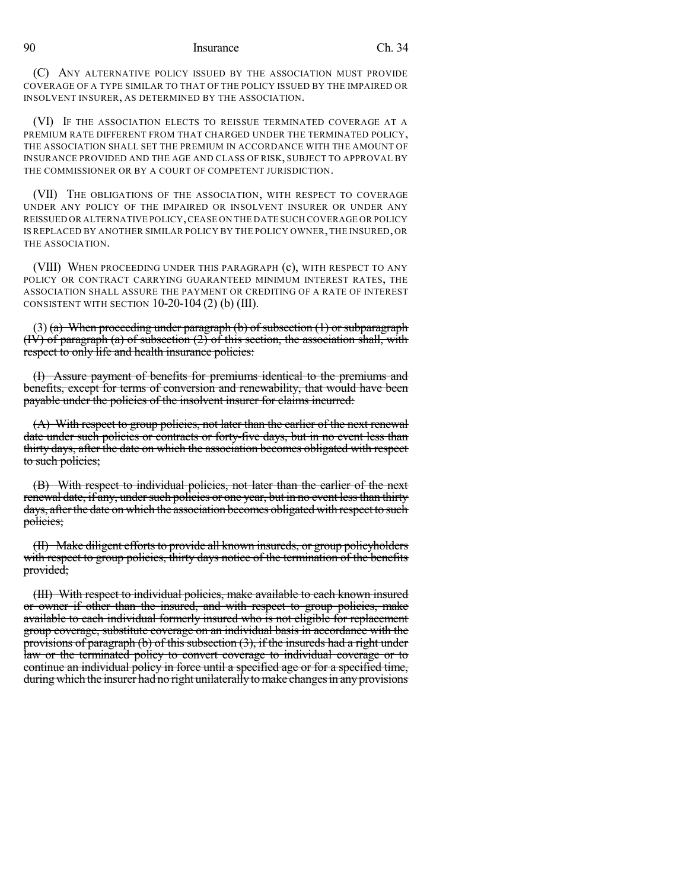(C) ANY ALTERNATIVE POLICY ISSUED BY THE ASSOCIATION MUST PROVIDE COVERAGE OF A TYPE SIMILAR TO THAT OF THE POLICY ISSUED BY THE IMPAIRED OR INSOLVENT INSURER, AS DETERMINED BY THE ASSOCIATION.

(VI) IF THE ASSOCIATION ELECTS TO REISSUE TERMINATED COVERAGE AT A PREMIUM RATE DIFFERENT FROM THAT CHARGED UNDER THE TERMINATED POLICY, THE ASSOCIATION SHALL SET THE PREMIUM IN ACCORDANCE WITH THE AMOUNT OF INSURANCE PROVIDED AND THE AGE AND CLASS OF RISK, SUBJECT TO APPROVAL BY THE COMMISSIONER OR BY A COURT OF COMPETENT JURISDICTION.

(VII) THE OBLIGATIONS OF THE ASSOCIATION, WITH RESPECT TO COVERAGE UNDER ANY POLICY OF THE IMPAIRED OR INSOLVENT INSURER OR UNDER ANY REISSUED OR ALTERNATIVE POLICY, CEASE ON THE DATE SUCH COVERAGE OR POLICY IS REPLACED BY ANOTHER SIMILAR POLICY BY THE POLICY OWNER, THE INSURED, OR THE ASSOCIATION.

(VIII) WHEN PROCEEDING UNDER THIS PARAGRAPH (c), WITH RESPECT TO ANY POLICY OR CONTRACT CARRYING GUARANTEED MINIMUM INTEREST RATES, THE ASSOCIATION SHALL ASSURE THE PAYMENT OR CREDITING OF A RATE OF INTEREST CONSISTENT WITH SECTION 10-20-104 (2) (b) (III).

(3) ~~(a) When proceeding under paragraph (b) of subsection (1) or subparagraph (IV) of paragraph (a) of subsection (2) of this section, the association shall, with respect to only life and health insurance policies:~~

~~(I) Assure payment of benefits for premiums identical to the premiums and benefits, except for terms of conversion and renewability, that would have been payable under the policies of the insolvent insurer for claims incurred:~~

~~(A) With respect to group policies, not later than the earlier of the next renewal date under such policies or contracts or forty-five days, but in no event less than thirty days, after the date on which the association becomes obligated with respect to such policies;~~

~~(B) With respect to individual policies, not later than the earlier of the next renewal date, if any, under such policies or one year, but in no event less than thirty days, after the date on which the association becomes obligated with respect to such policies;~~

~~(II) Make diligent efforts to provide all known insureds, or group policyholders with respect to group policies, thirty days notice of the termination of the benefits provided;~~

~~(III) With respect to individual policies, make available to each known insured or owner if other than the insured, and with respect to group policies, make available to each individual formerly insured who is not eligible for replacement group coverage, substitute coverage on an individual basis in accordance with the provisions of paragraph (b) of this subsection (3), if the insureds had a right under law or the terminated policy to convert coverage to individual coverage or to continue an individual policy in force until a specified age or for a specified time, during which the insurer had no right unilaterally to make changes in any provisions~~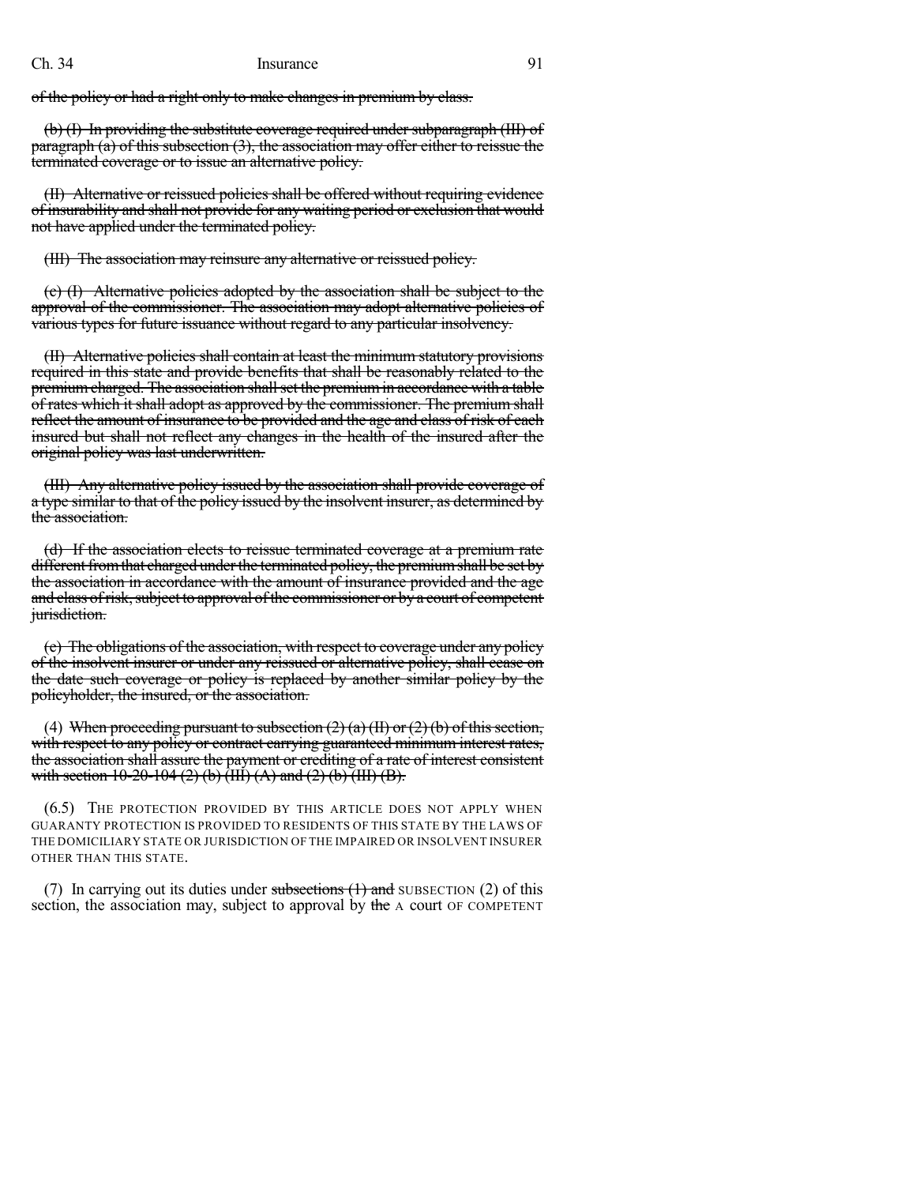~~of the policy or had a right only to make changes in premium by class.~~

~~(b) (I) In providing the substitute coverage required under subparagraph (III) of paragraph (a) of this subsection (3), the association may offer either to reissue the terminated coverage or to issue an alternative policy.~~

~~(II) Alternative or reissued policies shall be offered without requiring evidence of insurability and shall not provide for any waiting period or exclusion that would not have applied under the terminated policy.~~

~~(III) The association may reinsure any alternative or reissued policy.~~

~~(c) (I) Alternative policies adopted by the association shall be subject to the approval of the commissioner. The association may adopt alternative policies of various types for future issuance without regard to any particular insolvency.~~

~~(II) Alternative policies shall contain at least the minimum statutory provisions required in this state and provide benefits that shall be reasonably related to the premium charged. The association shall set the premium in accordance with a table of rates which it shall adopt as approved by the commissioner. The premium shall reflect the amount of insurance to be provided and the age and class of risk of each insured but shall not reflect any changes in the health of the insured after the original policy was last underwritten.~~

~~(III) Any alternative policy issued by the association shall provide coverage of a type similar to that of the policy issued by the insolvent insurer, as determined by the association.~~

~~(d) If the association elects to reissue terminated coverage at a premium rate different from that charged under the terminated policy, the premium shall be set by the association in accordance with the amount of insurance provided and the age and class of risk, subject to approval of the commissioner or by a court of competent jurisdiction.~~

~~(e) The obligations of the association, with respect to coverage under any policy of the insolvent insurer or under any reissued or alternative policy, shall cease on the date such coverage or policy is replaced by another similar policy by the policyholder, the insured, or the association.~~

(4) ~~When proceeding pursuant to subsection (2) (a) (II) or (2) (b) of this section, with respect to any policy or contract carrying guaranteed minimum interest rates, the association shall assure the payment or crediting of a rate of interest consistent with section 10-20-104 (2) (b) (III) (A) and (2) (b) (III) (B).~~

(6.5) THE PROTECTION PROVIDED BY THIS ARTICLE DOES NOT APPLY WHEN GUARANTY PROTECTION IS PROVIDED TO RESIDENTS OF THIS STATE BY THE LAWS OF THE DOMICILIARY STATE OR JURISDICTION OF THE IMPAIRED OR INSOLVENT INSURER OTHER THAN THIS STATE.

(7) In carrying out its duties under ~~subsections (1) and~~ SUBSECTION (2) of this section, the association may, subject to approval by ~~the~~ A court OF COMPETENT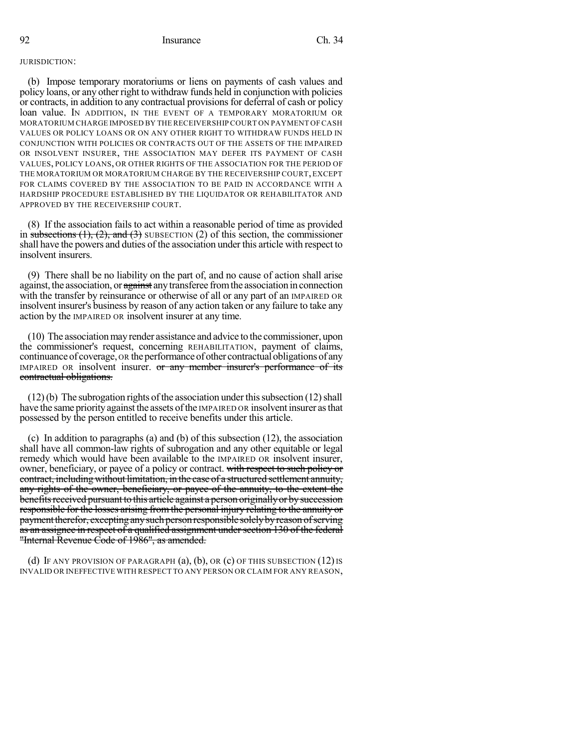JURISDICTION:

(b) Impose temporary moratoriums or liens on payments of cash values and policy loans, or any other right to withdraw funds held in conjunction with policies or contracts, in addition to any contractual provisions for deferral of cash or policy loan value. IN ADDITION, IN THE EVENT OF A TEMPORARY MORATORIUM OR MORATORIUM CHARGE IMPOSED BY THE RECEIVERSHIP COURT ON PAYMENT OF CASH VALUES OR POLICY LOANS OR ON ANY OTHER RIGHT TO WITHDRAW FUNDS HELD IN CONJUNCTION WITH POLICIES OR CONTRACTS OUT OF THE ASSETS OF THE IMPAIRED OR INSOLVENT INSURER, THE ASSOCIATION MAY DEFER ITS PAYMENT OF CASH VALUES, POLICY LOANS, OR OTHER RIGHTS OF THE ASSOCIATION FOR THE PERIOD OF THE MORATORIUM OR MORATORIUM CHARGE BY THE RECEIVERSHIP COURT, EXCEPT FOR CLAIMS COVERED BY THE ASSOCIATION TO BE PAID IN ACCORDANCE WITH A HARDSHIP PROCEDURE ESTABLISHED BY THE LIQUIDATOR OR REHABILITATOR AND APPROVED BY THE RECEIVERSHIP COURT.

(8) If the association fails to act within a reasonable period of time as provided in ~~subsections (1), (2), and (3)~~ SUBSECTION (2) of this section, the commissioner shall have the powers and duties of the association under this article with respect to insolvent insurers.

(9) There shall be no liability on the part of, and no cause of action shall arise against, the association, or ~~against~~ any transferee from the association in connection with the transfer by reinsurance or otherwise of all or any part of an IMPAIRED OR insolvent insurer's business by reason of any action taken or any failure to take any action by the IMPAIRED OR insolvent insurer at any time.

(10) The association may render assistance and advice to the commissioner, upon the commissioner's request, concerning REHABILITATION, payment of claims, continuance of coverage, OR the performance of other contractual obligations of any IMPAIRED OR insolvent insurer. ~~or any member insurer's performance of its contractual obligations.~~

(12) (b) The subrogation rights of the association under this subsection (12) shall have the same priority against the assets of the IMPAIRED OR insolvent insurer as that possessed by the person entitled to receive benefits under this article.

(c) In addition to paragraphs (a) and (b) of this subsection (12), the association shall have all common-law rights of subrogation and any other equitable or legal remedy which would have been available to the IMPAIRED OR insolvent insurer, owner, beneficiary, or payee of a policy or contract. ~~with respect to such policy or contract, including without limitation, in the case of a structured settlement annuity, any rights of the owner, beneficiary, or payee of the annuity, to the extent the benefits received pursuant to this article against a person originally or by succession responsible for the losses arising from the personal injury relating to the annuity or payment therefor, excepting any such person responsible solely by reason of serving as an assignee in respect of a qualified assignment under section 130 of the federal "Internal Revenue Code of 1986", as amended.~~

(d) IF ANY PROVISION OF PARAGRAPH (a), (b), OR (c) OF THIS SUBSECTION (12) IS INVALID OR INEFFECTIVE WITH RESPECT TO ANY PERSON OR CLAIM FOR ANY REASON,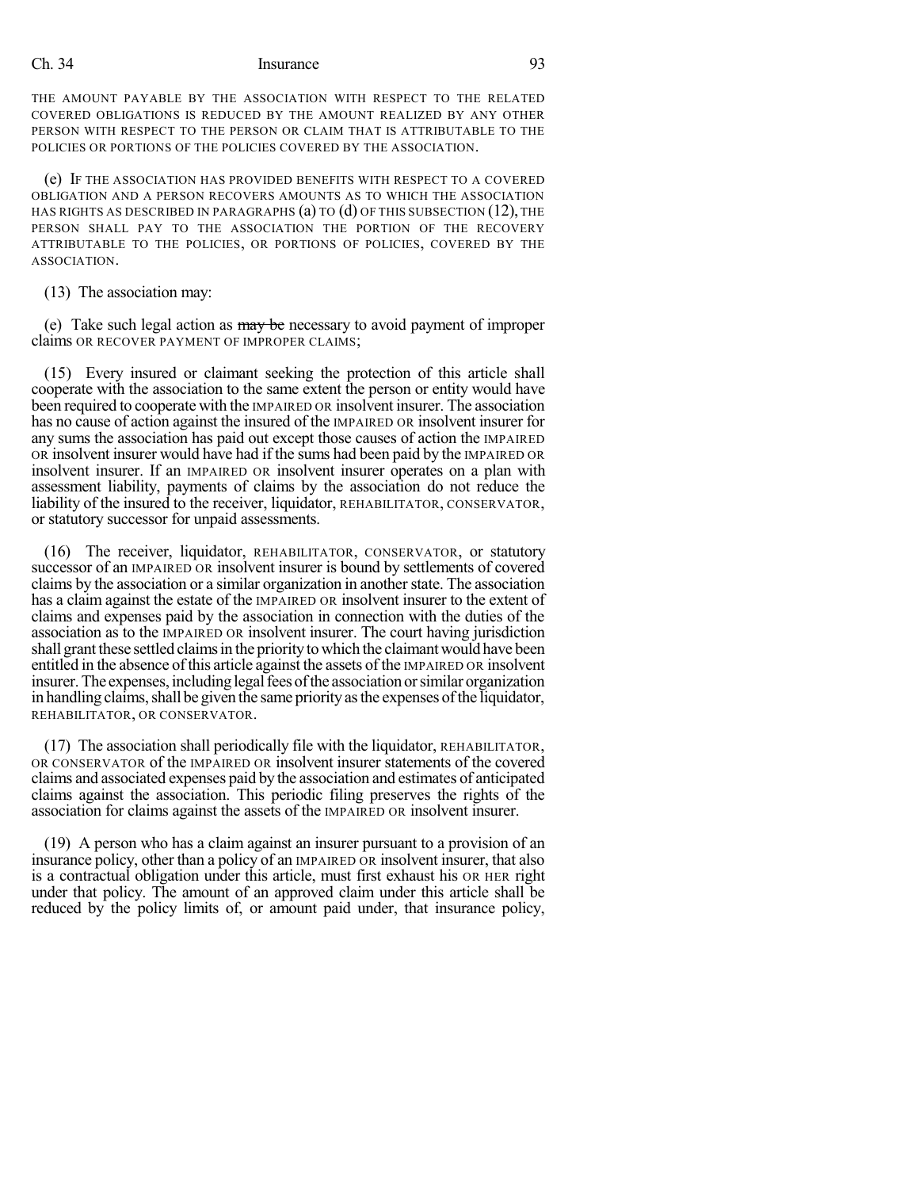THE AMOUNT PAYABLE BY THE ASSOCIATION WITH RESPECT TO THE RELATED COVERED OBLIGATIONS IS REDUCED BY THE AMOUNT REALIZED BY ANY OTHER PERSON WITH RESPECT TO THE PERSON OR CLAIM THAT IS ATTRIBUTABLE TO THE POLICIES OR PORTIONS OF THE POLICIES COVERED BY THE ASSOCIATION.

(e) IF THE ASSOCIATION HAS PROVIDED BENEFITS WITH RESPECT TO A COVERED OBLIGATION AND A PERSON RECOVERS AMOUNTS AS TO WHICH THE ASSOCIATION HAS RIGHTS AS DESCRIBED IN PARAGRAPHS (a) TO (d) OF THIS SUBSECTION (12), THE PERSON SHALL PAY TO THE ASSOCIATION THE PORTION OF THE RECOVERY ATTRIBUTABLE TO THE POLICIES, OR PORTIONS OF POLICIES, COVERED BY THE ASSOCIATION.

(13) The association may:

(e) Take such legal action as ~~may be~~ necessary to avoid payment of improper claims OR RECOVER PAYMENT OF IMPROPER CLAIMS;

(15) Every insured or claimant seeking the protection of this article shall cooperate with the association to the same extent the person or entity would have been required to cooperate with the IMPAIRED OR insolvent insurer. The association has no cause of action against the insured of the IMPAIRED OR insolvent insurer for any sums the association has paid out except those causes of action the IMPAIRED OR insolvent insurer would have had if the sums had been paid by the IMPAIRED OR insolvent insurer. If an IMPAIRED OR insolvent insurer operates on a plan with assessment liability, payments of claims by the association do not reduce the liability of the insured to the receiver, liquidator, REHABILITATOR, CONSERVATOR, or statutory successor for unpaid assessments.

(16) The receiver, liquidator, REHABILITATOR, CONSERVATOR, or statutory successor of an IMPAIRED OR insolvent insurer is bound by settlements of covered claims by the association or a similar organization in another state. The association has a claim against the estate of the IMPAIRED OR insolvent insurer to the extent of claims and expenses paid by the association in connection with the duties of the association as to the IMPAIRED OR insolvent insurer. The court having jurisdiction shall grant these settled claims in the priority to which the claimant would have been entitled in the absence of this article against the assets of the IMPAIRED OR insolvent insurer. The expenses, including legal fees of the association or similar organization in handling claims, shall be given the same priority as the expenses of the liquidator, REHABILITATOR, OR CONSERVATOR.

(17) The association shall periodically file with the liquidator, REHABILITATOR, OR CONSERVATOR of the IMPAIRED OR insolvent insurer statements of the covered claims and associated expenses paid by the association and estimates of anticipated claims against the association. This periodic filing preserves the rights of the association for claims against the assets of the IMPAIRED OR insolvent insurer.

(19) A person who has a claim against an insurer pursuant to a provision of an insurance policy, other than a policy of an IMPAIRED OR insolvent insurer, that also is a contractual obligation under this article, must first exhaust his OR HER right under that policy. The amount of an approved claim under this article shall be reduced by the policy limits of, or amount paid under, that insurance policy,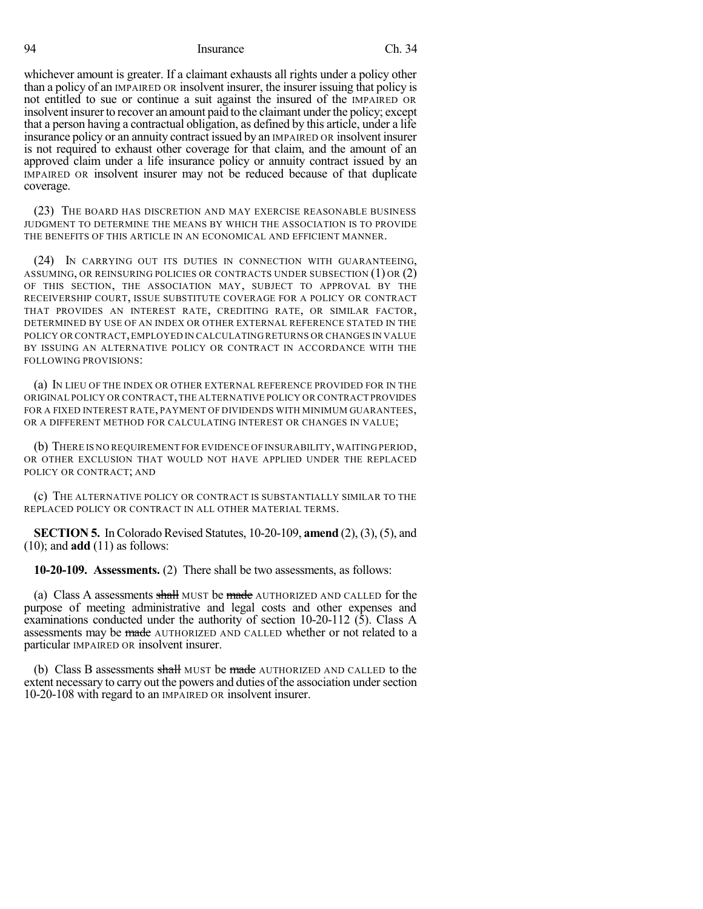whichever amount is greater. If a claimant exhausts all rights under a policy other than a policy of an IMPAIRED OR insolvent insurer, the insurer issuing that policy is not entitled to sue or continue a suit against the insured of the IMPAIRED OR insolvent insurer to recover an amount paid to the claimant under the policy; except that a person having a contractual obligation, as defined by this article, under a life insurance policy or an annuity contract issued by an IMPAIRED OR insolvent insurer is not required to exhaust other coverage for that claim, and the amount of an approved claim under a life insurance policy or annuity contract issued by an IMPAIRED OR insolvent insurer may not be reduced because of that duplicate coverage.

(23) THE BOARD HAS DISCRETION AND MAY EXERCISE REASONABLE BUSINESS JUDGMENT TO DETERMINE THE MEANS BY WHICH THE ASSOCIATION IS TO PROVIDE THE BENEFITS OF THIS ARTICLE IN AN ECONOMICAL AND EFFICIENT MANNER.

(24) IN CARRYING OUT ITS DUTIES IN CONNECTION WITH GUARANTEEING, ASSUMING, OR REINSURING POLICIES OR CONTRACTS UNDER SUBSECTION (1) OR (2) OF THIS SECTION, THE ASSOCIATION MAY, SUBJECT TO APPROVAL BY THE RECEIVERSHIP COURT, ISSUE SUBSTITUTE COVERAGE FOR A POLICY OR CONTRACT THAT PROVIDES AN INTEREST RATE, CREDITING RATE, OR SIMILAR FACTOR, DETERMINED BY USE OF AN INDEX OR OTHER EXTERNAL REFERENCE STATED IN THE POLICY OR CONTRACT, EMPLOYED IN CALCULATING RETURNS OR CHANGES IN VALUE BY ISSUING AN ALTERNATIVE POLICY OR CONTRACT IN ACCORDANCE WITH THE FOLLOWING PROVISIONS:

(a) IN LIEU OF THE INDEX OR OTHER EXTERNAL REFERENCE PROVIDED FOR IN THE ORIGINAL POLICY OR CONTRACT, THE ALTERNATIVE POLICY OR CONTRACT PROVIDES FOR A FIXED INTEREST RATE, PAYMENT OF DIVIDENDS WITH MINIMUM GUARANTEES, OR A DIFFERENT METHOD FOR CALCULATING INTEREST OR CHANGES IN VALUE;

(b) THERE IS NO REQUIREMENT FOR EVIDENCE OF INSURABILITY, WAITING PERIOD, OR OTHER EXCLUSION THAT WOULD NOT HAVE APPLIED UNDER THE REPLACED POLICY OR CONTRACT; AND

(c) THE ALTERNATIVE POLICY OR CONTRACT IS SUBSTANTIALLY SIMILAR TO THE REPLACED POLICY OR CONTRACT IN ALL OTHER MATERIAL TERMS.

**SECTION 5.** In Colorado Revised Statutes, 10-20-109, **amend** (2), (3), (5), and (10); and **add** (11) as follows:

**10-20-109. Assessments.** (2) There shall be two assessments, as follows:

(a) Class A assessments ~~shall~~ MUST be ~~made~~ AUTHORIZED AND CALLED for the purpose of meeting administrative and legal costs and other expenses and examinations conducted under the authority of section 10-20-112 (5). Class A assessments may be ~~made~~ AUTHORIZED AND CALLED whether or not related to a particular IMPAIRED OR insolvent insurer.

(b) Class B assessments ~~shall~~ MUST be ~~made~~ AUTHORIZED AND CALLED to the extent necessary to carry out the powers and duties of the association under section 10-20-108 with regard to an IMPAIRED OR insolvent insurer.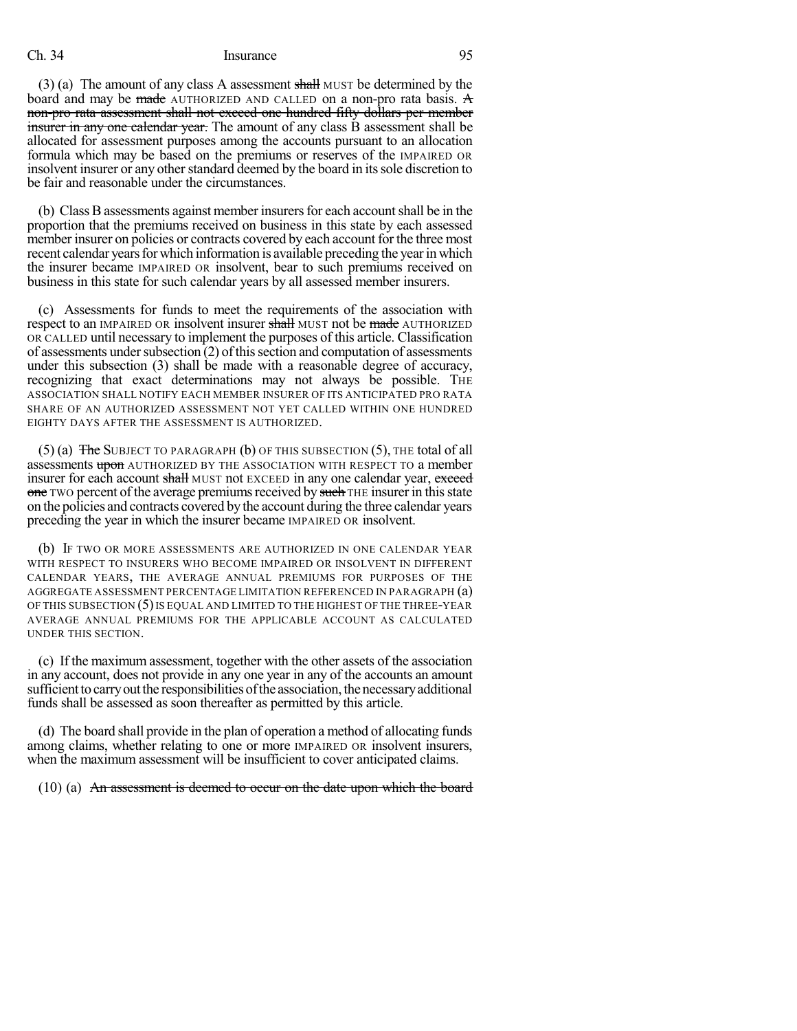(3) (a) The amount of any class A assessment ~~shall~~ MUST be determined by the board and may be ~~made~~ AUTHORIZED AND CALLED on a non-pro rata basis. ~~A non-pro rata assessment shall not exceed one hundred fifty dollars per member insurer in any one calendar year.~~ The amount of any class B assessment shall be allocated for assessment purposes among the accounts pursuant to an allocation formula which may be based on the premiums or reserves of the IMPAIRED OR insolvent insurer or any other standard deemed by the board in its sole discretion to be fair and reasonable under the circumstances.

(b) Class B assessments against member insurers for each account shall be in the proportion that the premiums received on business in this state by each assessed member insurer on policies or contracts covered by each account for the three most recent calendar years for which information is available preceding the year in which the insurer became IMPAIRED OR insolvent, bear to such premiums received on business in this state for such calendar years by all assessed member insurers.

(c) Assessments for funds to meet the requirements of the association with respect to an IMPAIRED OR insolvent insurer ~~shall~~ MUST not be ~~made~~ AUTHORIZED OR CALLED until necessary to implement the purposes of this article. Classification of assessments under subsection (2) of this section and computation of assessments under this subsection (3) shall be made with a reasonable degree of accuracy, recognizing that exact determinations may not always be possible. THE ASSOCIATION SHALL NOTIFY EACH MEMBER INSURER OF ITS ANTICIPATED PRO RATA SHARE OF AN AUTHORIZED ASSESSMENT NOT YET CALLED WITHIN ONE HUNDRED EIGHTY DAYS AFTER THE ASSESSMENT IS AUTHORIZED.

(5) (a) ~~The~~ SUBJECT TO PARAGRAPH (b) OF THIS SUBSECTION (5), THE total of all assessments ~~upon~~ AUTHORIZED BY THE ASSOCIATION WITH RESPECT TO a member insurer for each account ~~shall~~ MUST not EXCEED in any one calendar year, ~~exceed one~~ TWO percent of the average premiums received by ~~such~~ THE insurer in this state on the policies and contracts covered by the account during the three calendar years preceding the year in which the insurer became IMPAIRED OR insolvent.

(b) IF TWO OR MORE ASSESSMENTS ARE AUTHORIZED IN ONE CALENDAR YEAR WITH RESPECT TO INSURERS WHO BECOME IMPAIRED OR INSOLVENT IN DIFFERENT CALENDAR YEARS, THE AVERAGE ANNUAL PREMIUMS FOR PURPOSES OF THE AGGREGATE ASSESSMENT PERCENTAGE LIMITATION REFERENCED IN PARAGRAPH (a) OF THIS SUBSECTION (5) IS EQUAL AND LIMITED TO THE HIGHEST OF THE THREE-YEAR AVERAGE ANNUAL PREMIUMS FOR THE APPLICABLE ACCOUNT AS CALCULATED UNDER THIS SECTION.

(c) If the maximum assessment, together with the other assets of the association in any account, does not provide in any one year in any of the accounts an amount sufficient to carry out the responsibilities of the association, the necessary additional funds shall be assessed as soon thereafter as permitted by this article.

(d) The board shall provide in the plan of operation a method of allocating funds among claims, whether relating to one or more IMPAIRED OR insolvent insurers, when the maximum assessment will be insufficient to cover anticipated claims.

(10) (a) ~~An assessment is deemed to occur on the date upon which the board~~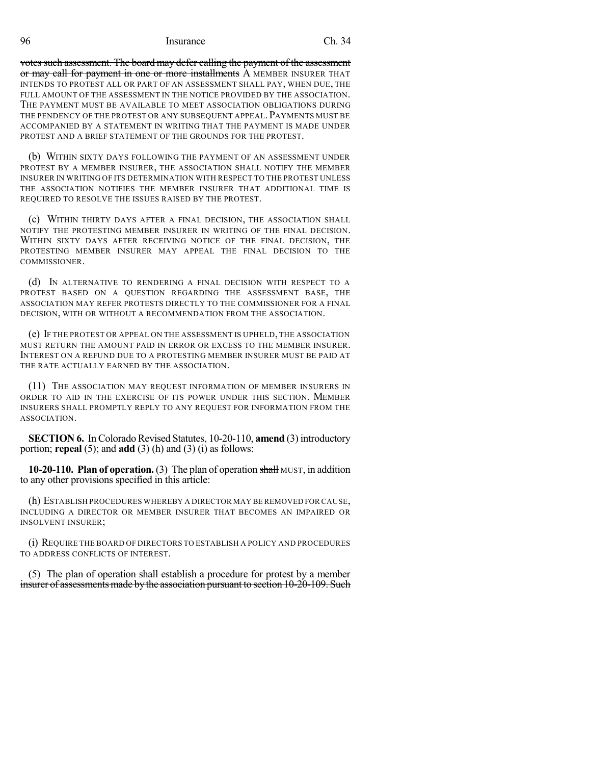~~votes such assessment. The board may defer calling the payment of the assessment or may call for payment in one or more installments~~ A MEMBER INSURER THAT INTENDS TO PROTEST ALL OR PART OF AN ASSESSMENT SHALL PAY, WHEN DUE, THE FULL AMOUNT OF THE ASSESSMENT IN THE NOTICE PROVIDED BY THE ASSOCIATION. THE PAYMENT MUST BE AVAILABLE TO MEET ASSOCIATION OBLIGATIONS DURING THE PENDENCY OF THE PROTEST OR ANY SUBSEQUENT APPEAL. PAYMENTS MUST BE ACCOMPANIED BY A STATEMENT IN WRITING THAT THE PAYMENT IS MADE UNDER PROTEST AND A BRIEF STATEMENT OF THE GROUNDS FOR THE PROTEST.

(b) WITHIN SIXTY DAYS FOLLOWING THE PAYMENT OF AN ASSESSMENT UNDER PROTEST BY A MEMBER INSURER, THE ASSOCIATION SHALL NOTIFY THE MEMBER INSURER IN WRITING OF ITS DETERMINATION WITH RESPECT TO THE PROTEST UNLESS THE ASSOCIATION NOTIFIES THE MEMBER INSURER THAT ADDITIONAL TIME IS REQUIRED TO RESOLVE THE ISSUES RAISED BY THE PROTEST.

(c) WITHIN THIRTY DAYS AFTER A FINAL DECISION, THE ASSOCIATION SHALL NOTIFY THE PROTESTING MEMBER INSURER IN WRITING OF THE FINAL DECISION. WITHIN SIXTY DAYS AFTER RECEIVING NOTICE OF THE FINAL DECISION, THE PROTESTING MEMBER INSURER MAY APPEAL THE FINAL DECISION TO THE COMMISSIONER.

(d) IN ALTERNATIVE TO RENDERING A FINAL DECISION WITH RESPECT TO A PROTEST BASED ON A QUESTION REGARDING THE ASSESSMENT BASE, THE ASSOCIATION MAY REFER PROTESTS DIRECTLY TO THE COMMISSIONER FOR A FINAL DECISION, WITH OR WITHOUT A RECOMMENDATION FROM THE ASSOCIATION.

(e) IF THE PROTEST OR APPEAL ON THE ASSESSMENT IS UPHELD, THE ASSOCIATION MUST RETURN THE AMOUNT PAID IN ERROR OR EXCESS TO THE MEMBER INSURER. INTEREST ON A REFUND DUE TO A PROTESTING MEMBER INSURER MUST BE PAID AT THE RATE ACTUALLY EARNED BY THE ASSOCIATION.

(11) THE ASSOCIATION MAY REQUEST INFORMATION OF MEMBER INSURERS IN ORDER TO AID IN THE EXERCISE OF ITS POWER UNDER THIS SECTION. MEMBER INSURERS SHALL PROMPTLY REPLY TO ANY REQUEST FOR INFORMATION FROM THE ASSOCIATION.

**SECTION 6.** In Colorado Revised Statutes, 10-20-110, **amend** (3) introductory portion; **repeal** (5); and **add** (3) (h) and (3) (i) as follows:

**10-20-110. Plan of operation.** (3) The plan of operation ~~shall~~ MUST, in addition to any other provisions specified in this article:

(h) ESTABLISH PROCEDURES WHEREBY A DIRECTOR MAY BE REMOVED FOR CAUSE, INCLUDING A DIRECTOR OR MEMBER INSURER THAT BECOMES AN IMPAIRED OR INSOLVENT INSURER;

(i) REQUIRE THE BOARD OF DIRECTORS TO ESTABLISH A POLICY AND PROCEDURES TO ADDRESS CONFLICTS OF INTEREST.

(5) ~~The plan of operation shall establish a procedure for protest by a member insurer of assessments made by the association pursuant to section 10-20-109. Such~~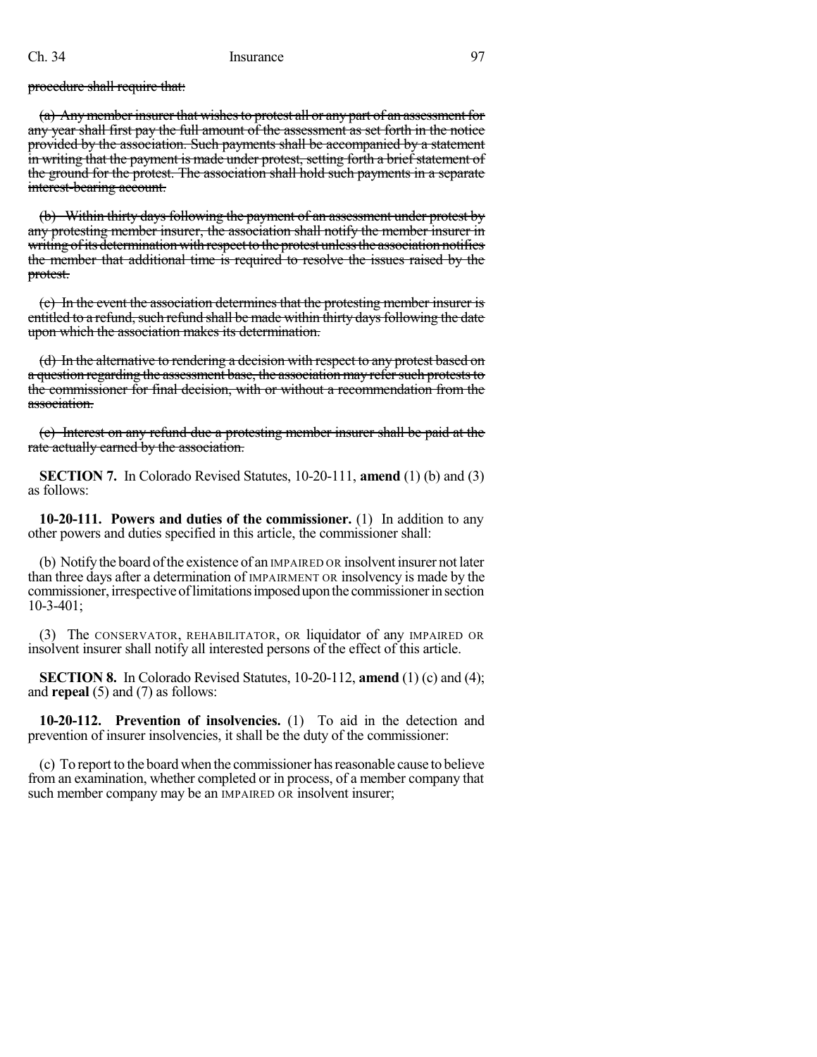procedure shall require that:

~~(a) Any member insurer that wishes to protest all or any part of an assessment for any year shall first pay the full amount of the assessment as set forth in the notice provided by the association. Such payments shall be accompanied by a statement in writing that the payment is made under protest, setting forth a brief statement of the ground for the protest. The association shall hold such payments in a separate interest-bearing account.~~

~~(b) Within thirty days following the payment of an assessment under protest by any protesting member insurer, the association shall notify the member insurer in writing of its determination with respect to the protest unless the association notifies the member that additional time is required to resolve the issues raised by the protest.~~

~~(c) In the event the association determines that the protesting member insurer is entitled to a refund, such refund shall be made within thirty days following the date upon which the association makes its determination.~~

~~(d) In the alternative to rendering a decision with respect to any protest based on a question regarding the assessment base, the association may refer such protests to the commissioner for final decision, with or without a recommendation from the association.~~

~~(e) Interest on any refund due a protesting member insurer shall be paid at the rate actually earned by the association.~~

**SECTION 7.** In Colorado Revised Statutes, 10-20-111, **amend** (1) (b) and (3) as follows:

**10-20-111. Powers and duties of the commissioner.** (1) In addition to any other powers and duties specified in this article, the commissioner shall:

(b) Notify the board of the existence of an IMPAIRED OR insolvent insurer not later than three days after a determination of IMPAIRMENT OR insolvency is made by the commissioner, irrespective of limitations imposed upon the commissioner in section 10-3-401;

(3) The CONSERVATOR, REHABILITATOR, OR liquidator of any IMPAIRED OR insolvent insurer shall notify all interested persons of the effect of this article.

**SECTION 8.** In Colorado Revised Statutes, 10-20-112, **amend** (1) (c) and (4); and **repeal** (5) and (7) as follows:

**10-20-112. Prevention of insolvencies.** (1) To aid in the detection and prevention of insurer insolvencies, it shall be the duty of the commissioner:

(c) To report to the board when the commissioner has reasonable cause to believe from an examination, whether completed or in process, of a member company that such member company may be an IMPAIRED OR insolvent insurer;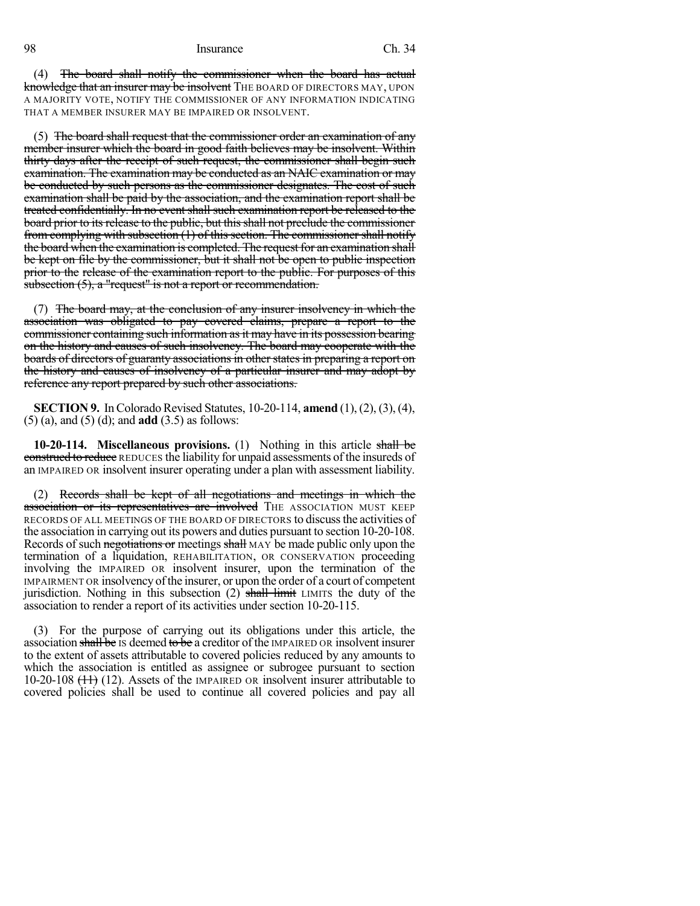(4) ~~The board shall notify the commissioner when the board has actual knowledge that an insurer may be insolvent~~ THE BOARD OF DIRECTORS MAY, UPON A MAJORITY VOTE, NOTIFY THE COMMISSIONER OF ANY INFORMATION INDICATING THAT A MEMBER INSURER MAY BE IMPAIRED OR INSOLVENT.

(5) ~~The board shall request that the commissioner order an examination of any member insurer which the board in good faith believes may be insolvent. Within thirty days after the receipt of such request, the commissioner shall begin such examination. The examination may be conducted as an NAIC examination or may be conducted by such persons as the commissioner designates. The cost of such examination shall be paid by the association, and the examination report shall be treated confidentially. In no event shall such examination report be released to the board prior to its release to the public, but this shall not preclude the commissioner from complying with subsection (1) of this section. The commissioner shall notify the board when the examination is completed. The request for an examination shall be kept on file by the commissioner, but it shall not be open to public inspection prior to the release of the examination report to the public. For purposes of this subsection (5), a "request" is not a report or recommendation.~~

(7) ~~The board may, at the conclusion of any insurer insolvency in which the association was obligated to pay covered claims, prepare a report to the commissioner containing such information as it may have in its possession bearing on the history and causes of such insolvency. The board may cooperate with the boards of directors of guaranty associations in other states in preparing a report on the history and causes of insolvency of a particular insurer and may adopt by reference any report prepared by such other associations.~~

**SECTION 9.** In Colorado Revised Statutes, 10-20-114, **amend** (1), (2), (3), (4), (5) (a), and (5) (d); and **add** (3.5) as follows:

**10-20-114. Miscellaneous provisions.** (1) Nothing in this article ~~shall be construed to reduce~~ REDUCES the liability for unpaid assessments of the insureds of an IMPAIRED OR insolvent insurer operating under a plan with assessment liability.

(2) ~~Records shall be kept of all negotiations and meetings in which the association or its representatives are involved~~ THE ASSOCIATION MUST KEEP RECORDS OF ALL MEETINGS OF THE BOARD OF DIRECTORS to discuss the activities of the association in carrying out its powers and duties pursuant to section 10-20-108. Records of such ~~negotiations or~~ meetings ~~shall~~ MAY be made public only upon the termination of a liquidation, REHABILITATION, OR CONSERVATION proceeding involving the IMPAIRED OR insolvent insurer, upon the termination of the IMPAIRMENT OR insolvency of the insurer, or upon the order of a court of competent jurisdiction. Nothing in this subsection (2) ~~shall limit~~ LIMITS the duty of the association to render a report of its activities under section 10-20-115.

(3) For the purpose of carrying out its obligations under this article, the association ~~shall be~~ IS deemed ~~to be~~ a creditor of the IMPAIRED OR insolvent insurer to the extent of assets attributable to covered policies reduced by any amounts to which the association is entitled as assignee or subrogee pursuant to section 10-20-108 ~~(11)~~ (12). Assets of the IMPAIRED OR insolvent insurer attributable to covered policies shall be used to continue all covered policies and pay all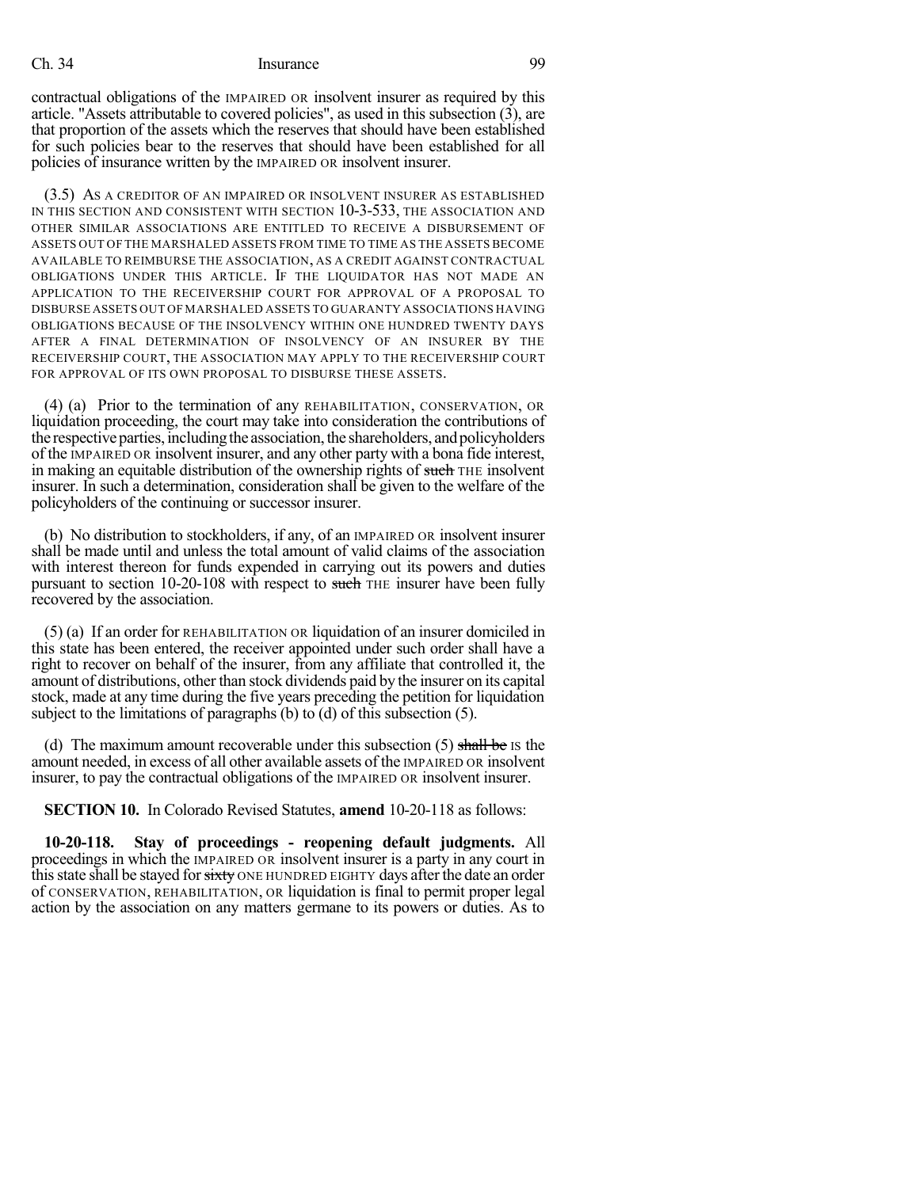contractual obligations of the IMPAIRED OR insolvent insurer as required by this article. "Assets attributable to covered policies", as used in this subsection (3), are that proportion of the assets which the reserves that should have been established for such policies bear to the reserves that should have been established for all policies of insurance written by the IMPAIRED OR insolvent insurer.

(3.5) AS A CREDITOR OF AN IMPAIRED OR INSOLVENT INSURER AS ESTABLISHED IN THIS SECTION AND CONSISTENT WITH SECTION 10-3-533, THE ASSOCIATION AND OTHER SIMILAR ASSOCIATIONS ARE ENTITLED TO RECEIVE A DISBURSEMENT OF ASSETS OUT OF THE MARSHALED ASSETS FROM TIME TO TIME AS THE ASSETS BECOME AVAILABLE TO REIMBURSE THE ASSOCIATION, AS A CREDIT AGAINST CONTRACTUAL OBLIGATIONS UNDER THIS ARTICLE. IF THE LIQUIDATOR HAS NOT MADE AN APPLICATION TO THE RECEIVERSHIP COURT FOR APPROVAL OF A PROPOSAL TO DISBURSE ASSETS OUT OF MARSHALED ASSETS TO GUARANTY ASSOCIATIONS HAVING OBLIGATIONS BECAUSE OF THE INSOLVENCY WITHIN ONE HUNDRED TWENTY DAYS AFTER A FINAL DETERMINATION OF INSOLVENCY OF AN INSURER BY THE RECEIVERSHIP COURT, THE ASSOCIATION MAY APPLY TO THE RECEIVERSHIP COURT FOR APPROVAL OF ITS OWN PROPOSAL TO DISBURSE THESE ASSETS.

(4) (a) Prior to the termination of any REHABILITATION, CONSERVATION, OR liquidation proceeding, the court may take into consideration the contributions of the respective parties, including the association, the shareholders, and policyholders of the IMPAIRED OR insolvent insurer, and any other party with a bona fide interest, in making an equitable distribution of the ownership rights of ~~such~~ THE insolvent insurer. In such a determination, consideration shall be given to the welfare of the policyholders of the continuing or successor insurer.

(b) No distribution to stockholders, if any, of an IMPAIRED OR insolvent insurer shall be made until and unless the total amount of valid claims of the association with interest thereon for funds expended in carrying out its powers and duties pursuant to section 10-20-108 with respect to ~~such~~ THE insurer have been fully recovered by the association.

(5) (a) If an order for REHABILITATION OR liquidation of an insurer domiciled in this state has been entered, the receiver appointed under such order shall have a right to recover on behalf of the insurer, from any affiliate that controlled it, the amount of distributions, other than stock dividends paid by the insurer on its capital stock, made at any time during the five years preceding the petition for liquidation subject to the limitations of paragraphs (b) to (d) of this subsection (5).

(d) The maximum amount recoverable under this subsection (5) ~~shall be~~ IS the amount needed, in excess of all other available assets of the IMPAIRED OR insolvent insurer, to pay the contractual obligations of the IMPAIRED OR insolvent insurer.

**SECTION 10.** In Colorado Revised Statutes, **amend** 10-20-118 as follows:

**10-20-118. Stay of proceedings - reopening default judgments.** All proceedings in which the IMPAIRED OR insolvent insurer is a party in any court in this state shall be stayed for ~~sixty~~ ONE HUNDRED EIGHTY days after the date an order of CONSERVATION, REHABILITATION, OR liquidation is final to permit proper legal action by the association on any matters germane to its powers or duties. As to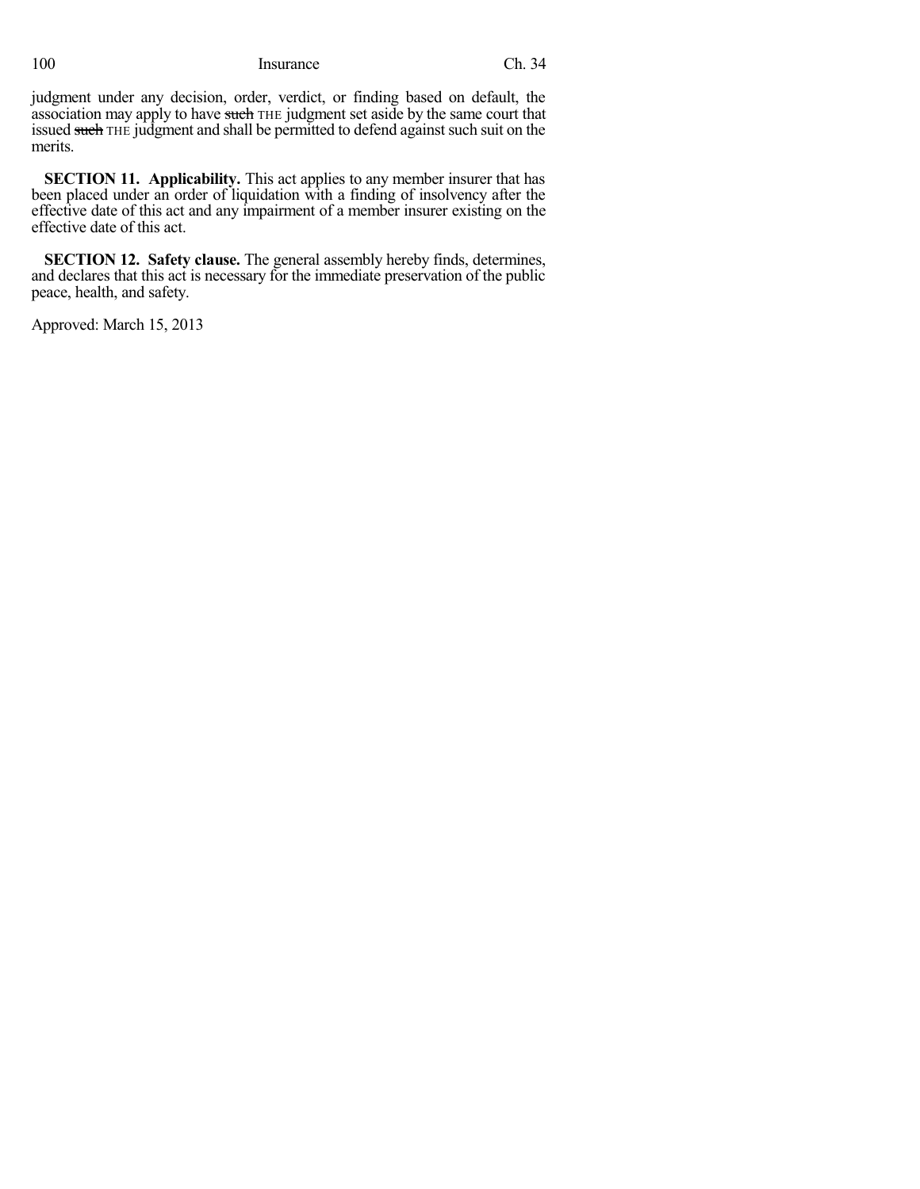judgment under any decision, order, verdict, or finding based on default, the association may apply to have ~~such~~ THE judgment set aside by the same court that issued ~~such~~ THE judgment and shall be permitted to defend against such suit on the merits.

**SECTION 11. Applicability.** This act applies to any member insurer that has been placed under an order of liquidation with a finding of insolvency after the effective date of this act and any impairment of a member insurer existing on the effective date of this act.

**SECTION 12. Safety clause.** The general assembly hereby finds, determines, and declares that this act is necessary for the immediate preservation of the public peace, health, and safety.

Approved: March 15, 2013